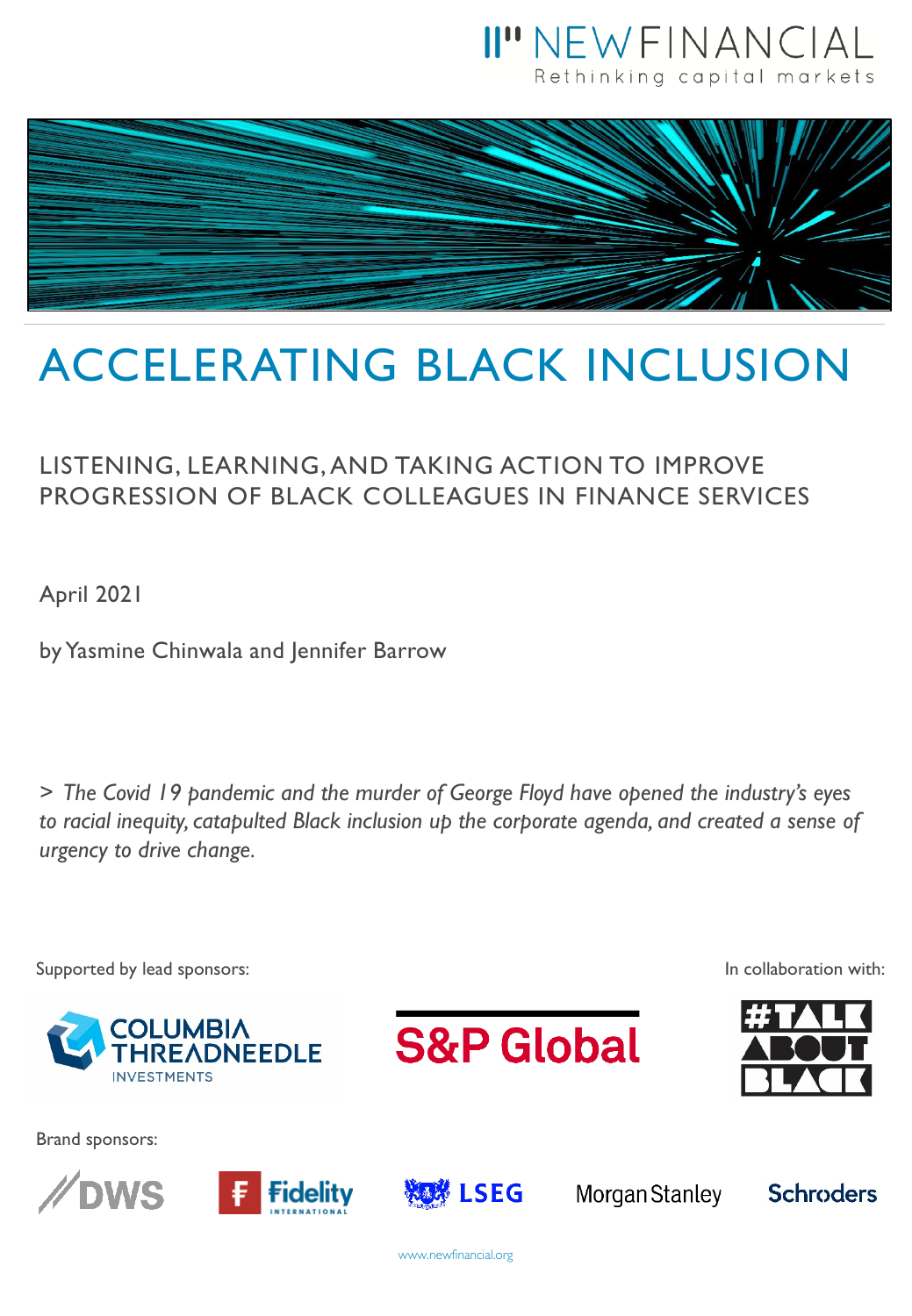NEWFINANCIAL

Rethinking capital markets

# ACCELERATING BLACK INCLUSION

## LISTENING, LEARNING, AND TAKING ACTION TO IMPROVE PROGRESSION OF BLACK COLLEAGUES IN FINANCE SERVICES

April 2021

by Yasmine Chinwala and Jennifer Barrow

> *The Covid 19 pandemic and the murder of George Floyd have opened the industry's eyes to racial inequity, catapulted Black inclusion up the corporate agenda, and created a sense of urgency to drive change.*

Supported by lead sponsors:

COLUMBIA THREADNEEDLE INVESTMENTS

S&P Global

In collaboration with:

#TALK ABOUT BLACK

Brand sponsors:

DWS

Fidelity International

LSEG

Morgan Stanley

Schroders

www.newfinancial.org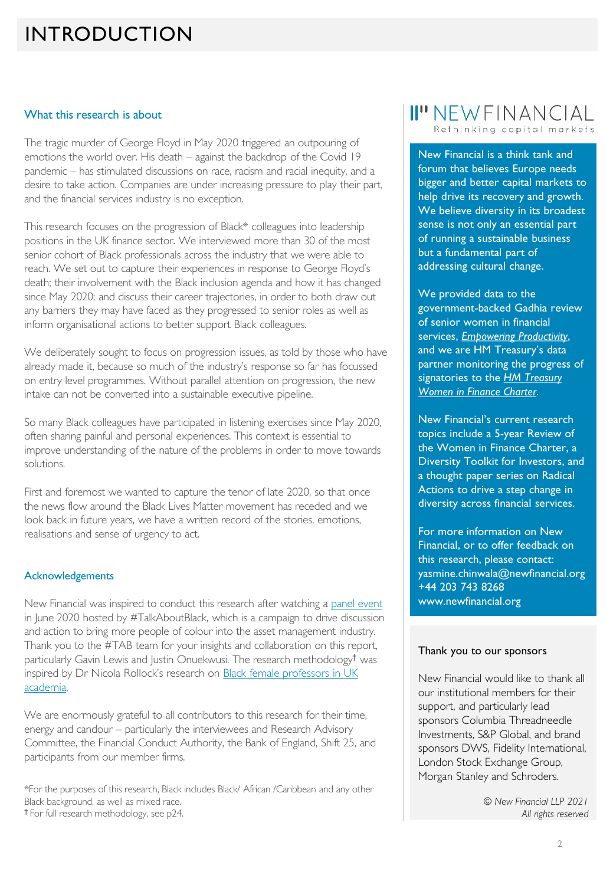# INTRODUCTION

## What this research is about

The tragic murder of George Floyd in May 2020 triggered an outpouring of emotions the world over. His death – against the backdrop of the Covid 19 pandemic – has stimulated discussions on race, racism and racial inequity, and a desire to take action. Companies are under increasing pressure to play their part, and the financial services industry is no exception.

This research focuses on the progression of Black* colleagues into leadership positions in the UK finance sector. We interviewed more than 30 of the most senior cohort of Black professionals across the industry that we were able to reach. We set out to capture their experiences in response to George Floyd's death; their involvement with the Black inclusion agenda and how it has changed since May 2020; and discuss their career trajectories, in order to both draw out any barriers they may have faced as they progressed to senior roles as well as inform organisational actions to better support Black colleagues.

We deliberately sought to focus on progression issues, as told by those who have already made it, because so much of the industry's response so far has focussed on entry level programmes. Without parallel attention on progression, the new intake can not be converted into a sustainable executive pipeline.

So many Black colleagues have participated in listening exercises since May 2020, often sharing painful and personal experiences. This context is essential to improve understanding of the nature of the problems in order to move towards solutions.

First and foremost we wanted to capture the tenor of late 2020, so that once the news flow around the Black Lives Matter movement has receded and we look back in future years, we have a written record of the stories, emotions, realisations and sense of urgency to act.

## Acknowledgements

New Financial was inspired to conduct this research after watching a panel event in June 2020 hosted by #TalkAboutBlack, which is a campaign to drive discussion and action to bring more people of colour into the asset management industry. Thank you to the #TAB team for your insights and collaboration on this report, particularly Gavin Lewis and Justin Onuekwusi. The research methodology† was inspired by Dr Nicola Rollock's research on Black female professors in UK academia.

We are enormously grateful to all contributors to this research for their time, energy and candour – particularly the interviewees and Research Advisory Committee, the Financial Conduct Authority, the Bank of England, Shift 25, and participants from our member firms.

*For the purposes of this research, Black includes Black/ African /Caribbean and any other Black background, as well as mixed race.
† For full research methodology, see p24.

---

**NEWFINANCIAL**
Rethinking capital markets

New Financial is a think tank and forum that believes Europe needs bigger and better capital markets to help drive its recovery and growth. We believe diversity in its broadest sense is not only an essential part of running a sustainable business but a fundamental part of addressing cultural change.

We provided data to the government-backed Gadhia review of senior women in financial services, *Empowering Productivity*, and we are HM Treasury's data partner monitoring the progress of signatories to the *HM Treasury Women in Finance Charter*.

New Financial's current research topics include a 5-year Review of the Women in Finance Charter, a Diversity Toolkit for Investors, and a thought paper series on Radical Actions to drive a step change in diversity across financial services.

For more information on New Financial, or to offer feedback on this research, please contact:
yasmine.chinwala@newfinancial.org
+44 203 743 8268
www.newfinancial.org

### Thank you to our sponsors

New Financial would like to thank all our institutional members for their support, and particularly lead sponsors Columbia Threadneedle Investments, S&P Global, and brand sponsors DWS, Fidelity International, London Stock Exchange Group, Morgan Stanley and Schroders.

*© New Financial LLP 2021*
*All rights reserved*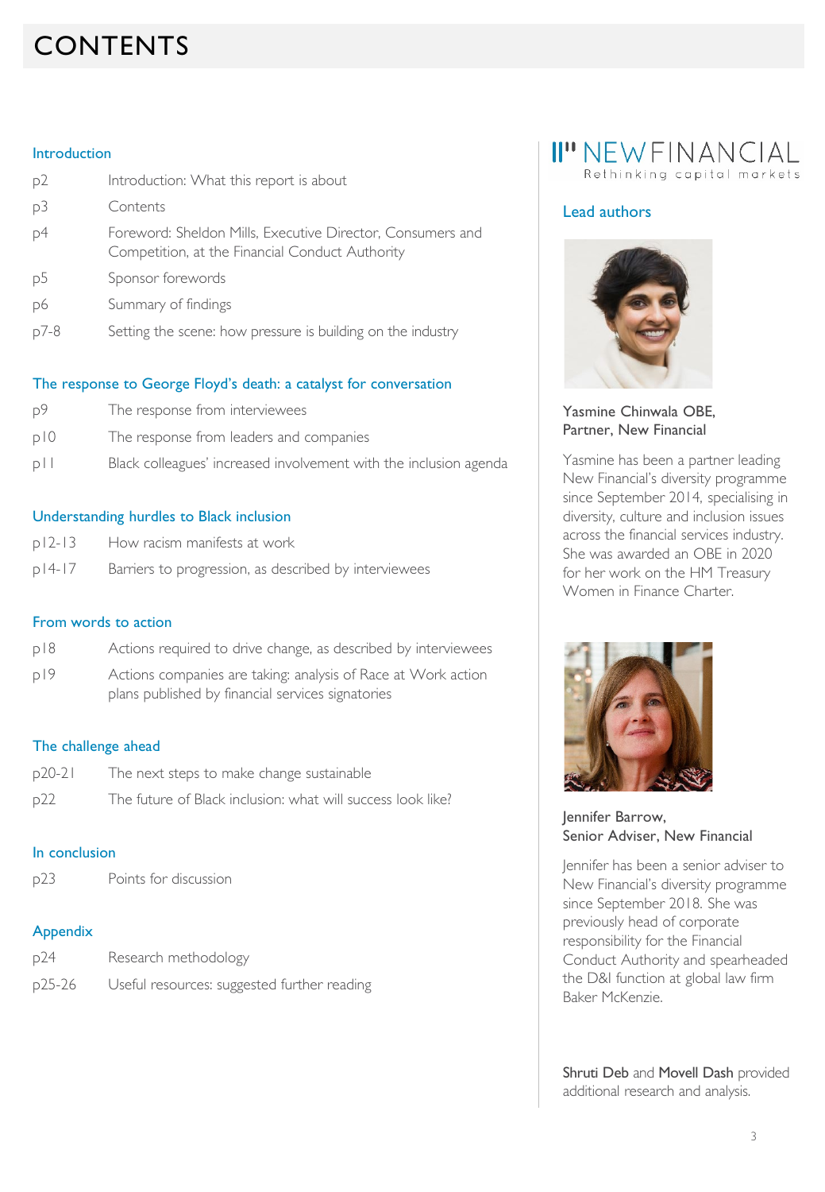# CONTENTS

### Introduction

| | |
|---|---|
| p2 | Introduction: What this report is about |
| p3 | Contents |
| p4 | Foreword: Sheldon Mills, Executive Director, Consumers and Competition, at the Financial Conduct Authority |
| p5 | Sponsor forewords |
| p6 | Summary of findings |
| p7-8 | Setting the scene: how pressure is building on the industry |

### The response to George Floyd's death: a catalyst for conversation

| | |
|---|---|
| p9 | The response from interviewees |
| p10 | The response from leaders and companies |
| p11 | Black colleagues' increased involvement with the inclusion agenda |

### Understanding hurdles to Black inclusion

| | |
|---|---|
| p12-13 | How racism manifests at work |
| p14-17 | Barriers to progression, as described by interviewees |

### From words to action

| | |
|---|---|
| p18 | Actions required to drive change, as described by interviewees |
| p19 | Actions companies are taking: analysis of Race at Work action plans published by financial services signatories |

### The challenge ahead

| | |
|---|---|
| p20-21 | The next steps to make change sustainable |
| p22 | The future of Black inclusion: what will success look like? |

### In conclusion

| | |
|---|---|
| p23 | Points for discussion |

### Appendix

| | |
|---|---|
| p24 | Research methodology |
| p25-26 | Useful resources: suggested further reading |

NEW FINANCIAL
Rethinking capital markets

### Lead authors

**Yasmine Chinwala OBE, Partner, New Financial**

Yasmine has been a partner leading New Financial's diversity programme since September 2014, specialising in diversity, culture and inclusion issues across the financial services industry. She was awarded an OBE in 2020 for her work on the HM Treasury Women in Finance Charter.

**Jennifer Barrow, Senior Adviser, New Financial**

Jennifer has been a senior adviser to New Financial's diversity programme since September 2018. She was previously head of corporate responsibility for the Financial Conduct Authority and spearheaded the D&I function at global law firm Baker McKenzie.

**Shruti Deb** and **Movell Dash** provided additional research and analysis.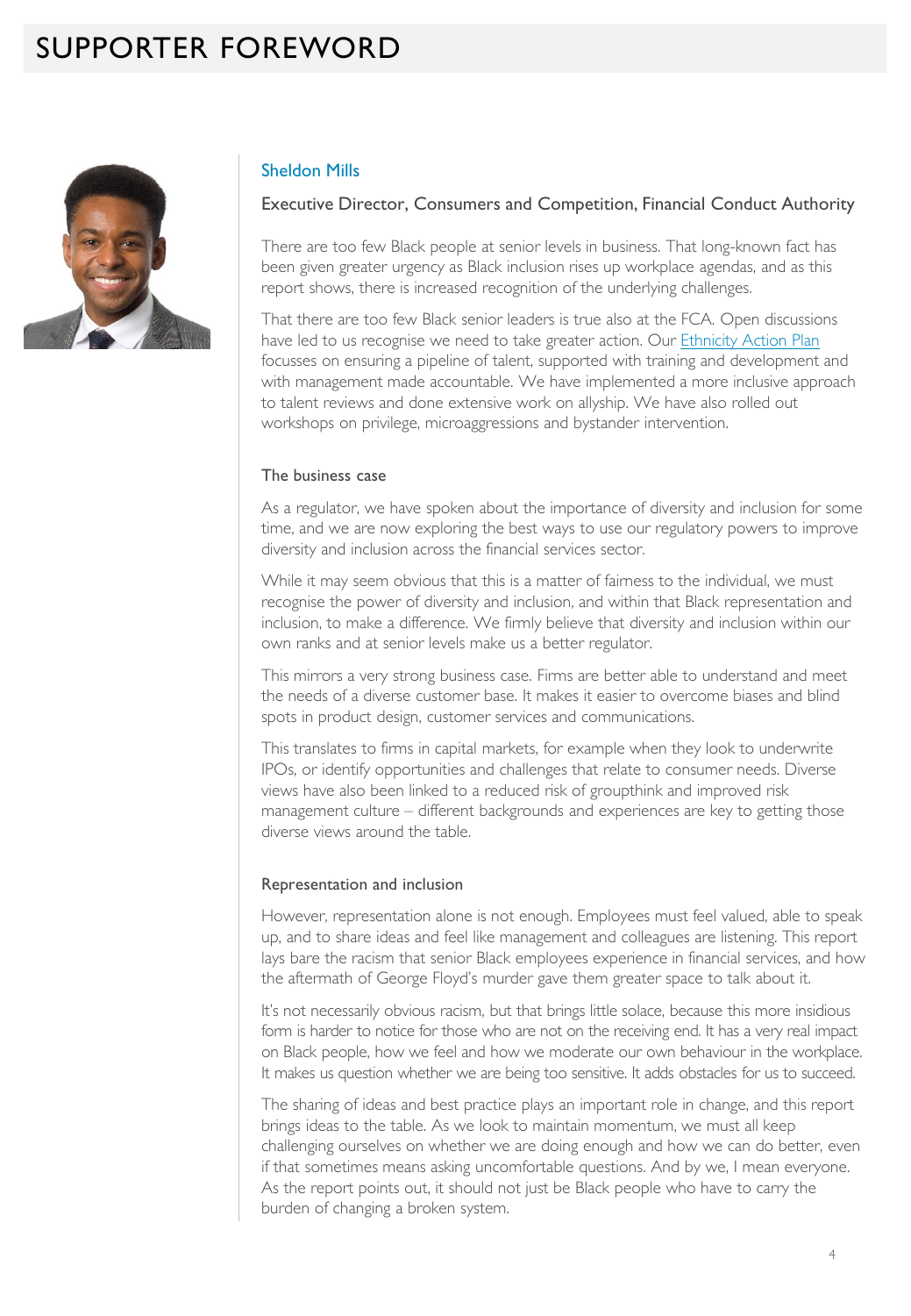# SUPPORTER FOREWORD

## Sheldon Mills

Executive Director, Consumers and Competition, Financial Conduct Authority

There are too few Black people at senior levels in business. That long-known fact has been given greater urgency as Black inclusion rises up workplace agendas, and as this report shows, there is increased recognition of the underlying challenges.

That there are too few Black senior leaders is true also at the FCA. Open discussions have led to us recognise we need to take greater action. Our Ethnicity Action Plan focusses on ensuring a pipeline of talent, supported with training and development and with management made accountable. We have implemented a more inclusive approach to talent reviews and done extensive work on allyship. We have also rolled out workshops on privilege, microaggressions and bystander intervention.

### The business case

As a regulator, we have spoken about the importance of diversity and inclusion for some time, and we are now exploring the best ways to use our regulatory powers to improve diversity and inclusion across the financial services sector.

While it may seem obvious that this is a matter of fairness to the individual, we must recognise the power of diversity and inclusion, and within that Black representation and inclusion, to make a difference. We firmly believe that diversity and inclusion within our own ranks and at senior levels make us a better regulator.

This mirrors a very strong business case. Firms are better able to understand and meet the needs of a diverse customer base. It makes it easier to overcome biases and blind spots in product design, customer services and communications.

This translates to firms in capital markets, for example when they look to underwrite IPOs, or identify opportunities and challenges that relate to consumer needs. Diverse views have also been linked to a reduced risk of groupthink and improved risk management culture – different backgrounds and experiences are key to getting those diverse views around the table.

### Representation and inclusion

However, representation alone is not enough. Employees must feel valued, able to speak up, and to share ideas and feel like management and colleagues are listening. This report lays bare the racism that senior Black employees experience in financial services, and how the aftermath of George Floyd's murder gave them greater space to talk about it.

It's not necessarily obvious racism, but that brings little solace, because this more insidious form is harder to notice for those who are not on the receiving end. It has a very real impact on Black people, how we feel and how we moderate our own behaviour in the workplace. It makes us question whether we are being too sensitive. It adds obstacles for us to succeed.

The sharing of ideas and best practice plays an important role in change, and this report brings ideas to the table. As we look to maintain momentum, we must all keep challenging ourselves on whether we are doing enough and how we can do better, even if that sometimes means asking uncomfortable questions. And by we, I mean everyone. As the report points out, it should not just be Black people who have to carry the burden of changing a broken system.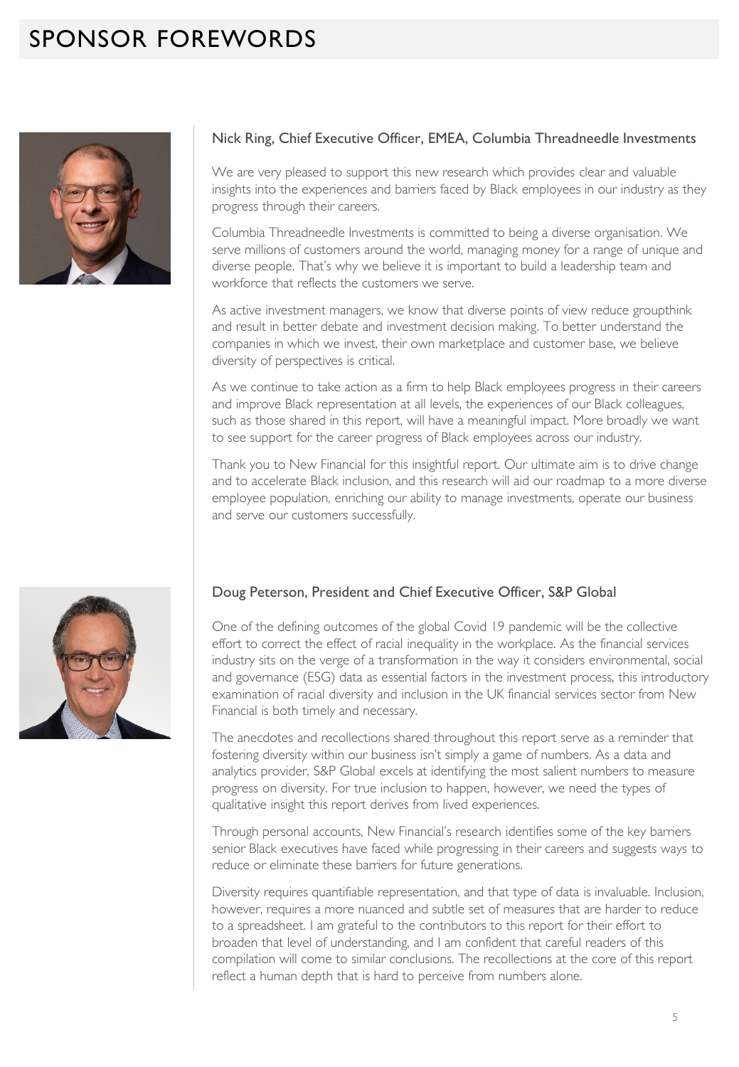# SPONSOR FOREWORDS

### Nick Ring, Chief Executive Officer, EMEA, Columbia Threadneedle Investments

We are very pleased to support this new research which provides clear and valuable insights into the experiences and barriers faced by Black employees in our industry as they progress through their careers.

Columbia Threadneedle Investments is committed to being a diverse organisation. We serve millions of customers around the world, managing money for a range of unique and diverse people. That's why we believe it is important to build a leadership team and workforce that reflects the customers we serve.

As active investment managers, we know that diverse points of view reduce groupthink and result in better debate and investment decision making. To better understand the companies in which we invest, their own marketplace and customer base, we believe diversity of perspectives is critical.

As we continue to take action as a firm to help Black employees progress in their careers and improve Black representation at all levels, the experiences of our Black colleagues, such as those shared in this report, will have a meaningful impact. More broadly we want to see support for the career progress of Black employees across our industry.

Thank you to New Financial for this insightful report. Our ultimate aim is to drive change and to accelerate Black inclusion, and this research will aid our roadmap to a more diverse employee population, enriching our ability to manage investments, operate our business and serve our customers successfully.

### Doug Peterson, President and Chief Executive Officer, S&P Global

One of the defining outcomes of the global Covid 19 pandemic will be the collective effort to correct the effect of racial inequality in the workplace. As the financial services industry sits on the verge of a transformation in the way it considers environmental, social and governance (ESG) data as essential factors in the investment process, this introductory examination of racial diversity and inclusion in the UK financial services sector from New Financial is both timely and necessary.

The anecdotes and recollections shared throughout this report serve as a reminder that fostering diversity within our business isn't simply a game of numbers. As a data and analytics provider, S&P Global excels at identifying the most salient numbers to measure progress on diversity. For true inclusion to happen, however, we need the types of qualitative insight this report derives from lived experiences.

Through personal accounts, New Financial's research identifies some of the key barriers senior Black executives have faced while progressing in their careers and suggests ways to reduce or eliminate these barriers for future generations.

Diversity requires quantifiable representation, and that type of data is invaluable. Inclusion, however, requires a more nuanced and subtle set of measures that are harder to reduce to a spreadsheet. I am grateful to the contributors to this report for their effort to broaden that level of understanding, and I am confident that careful readers of this compilation will come to similar conclusions. The recollections at the core of this report reflect a human depth that is hard to perceive from numbers alone.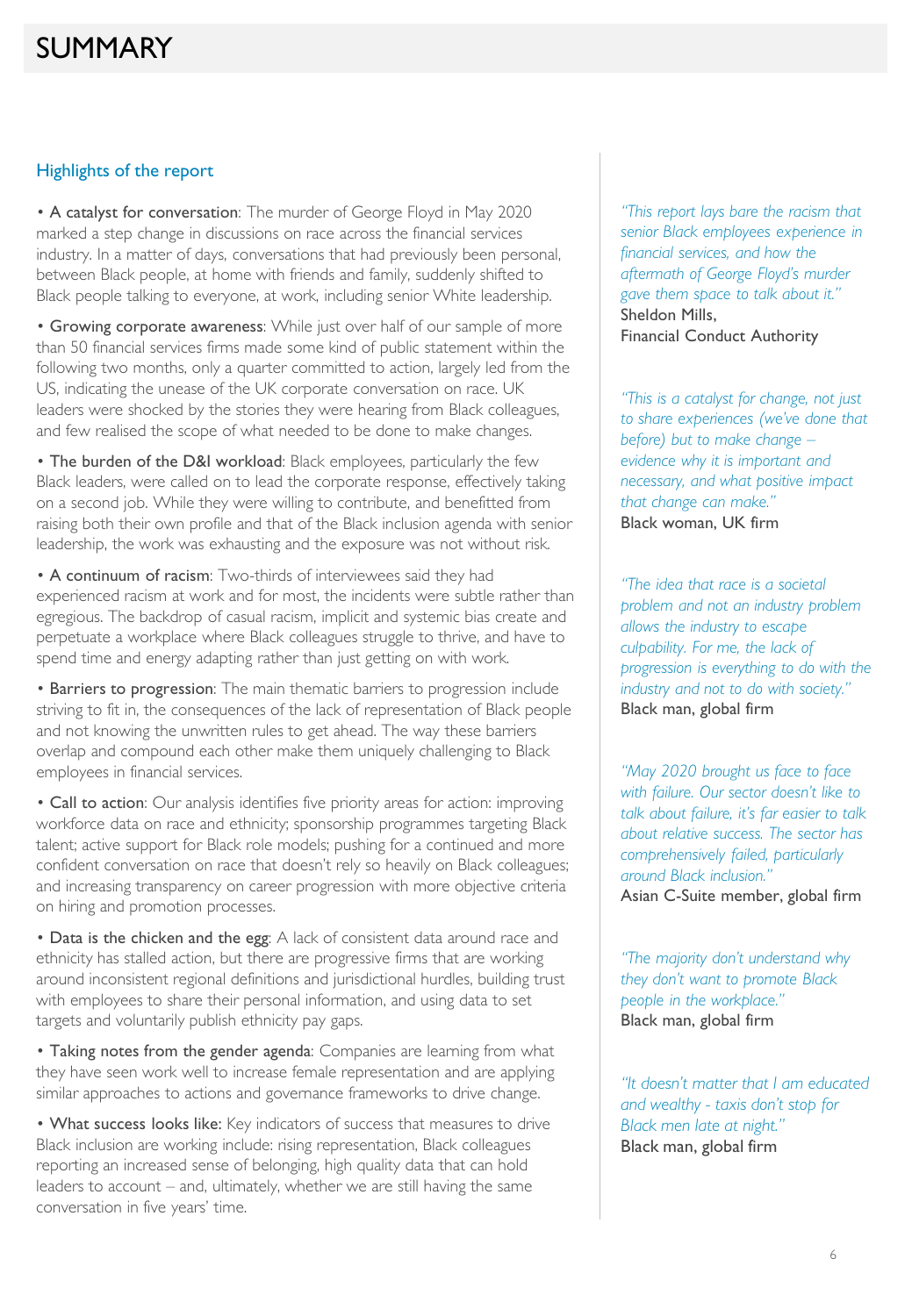# SUMMARY

## Highlights of the report

- **A catalyst for conversation**: The murder of George Floyd in May 2020 marked a step change in discussions on race across the financial services industry. In a matter of days, conversations that had previously been personal, between Black people, at home with friends and family, suddenly shifted to Black people talking to everyone, at work, including senior White leadership.

- **Growing corporate awareness**: While just over half of our sample of more than 50 financial services firms made some kind of public statement within the following two months, only a quarter committed to action, largely led from the US, indicating the unease of the UK corporate conversation on race. UK leaders were shocked by the stories they were hearing from Black colleagues, and few realised the scope of what needed to be done to make changes.

- **The burden of the D&I workload**: Black employees, particularly the few Black leaders, were called on to lead the corporate response, effectively taking on a second job. While they were willing to contribute, and benefitted from raising both their own profile and that of the Black inclusion agenda with senior leadership, the work was exhausting and the exposure was not without risk.

- **A continuum of racism**: Two-thirds of interviewees said they had experienced racism at work and for most, the incidents were subtle rather than egregious. The backdrop of casual racism, implicit and systemic bias create and perpetuate a workplace where Black colleagues struggle to thrive, and have to spend time and energy adapting rather than just getting on with work.

- **Barriers to progression**: The main thematic barriers to progression include striving to fit in, the consequences of the lack of representation of Black people and not knowing the unwritten rules to get ahead. The way these barriers overlap and compound each other make them uniquely challenging to Black employees in financial services.

- **Call to action**: Our analysis identifies five priority areas for action: improving workforce data on race and ethnicity; sponsorship programmes targeting Black talent; active support for Black role models; pushing for a continued and more confident conversation on race that doesn't rely so heavily on Black colleagues; and increasing transparency on career progression with more objective criteria on hiring and promotion processes.

- **Data is the chicken and the egg**: A lack of consistent data around race and ethnicity has stalled action, but there are progressive firms that are working around inconsistent regional definitions and jurisdictional hurdles, building trust with employees to share their personal information, and using data to set targets and voluntarily publish ethnicity pay gaps.

- **Taking notes from the gender agenda**: Companies are learning from what they have seen work well to increase female representation and are applying similar approaches to actions and governance frameworks to drive change.

- **What success looks like:** Key indicators of success that measures to drive Black inclusion are working include: rising representation, Black colleagues reporting an increased sense of belonging, high quality data that can hold leaders to account – and, ultimately, whether we are still having the same conversation in five years' time.

*"This report lays bare the racism that senior Black employees experience in financial services, and how the aftermath of George Floyd's murder gave them space to talk about it."*
Sheldon Mills,
Financial Conduct Authority

*"This is a catalyst for change, not just to share experiences (we've done that before) but to make change – evidence why it is important and necessary, and what positive impact that change can make."*
Black woman, UK firm

*"The idea that race is a societal problem and not an industry problem allows the industry to escape culpability. For me, the lack of progression is everything to do with the industry and not to do with society."*
Black man, global firm

*"May 2020 brought us face to face with failure. Our sector doesn't like to talk about failure, it's far easier to talk about relative success. The sector has comprehensively failed, particularly around Black inclusion."*
Asian C-Suite member, global firm

*"The majority don't understand why they don't want to promote Black people in the workplace."*
Black man, global firm

*"It doesn't matter that I am educated and wealthy - taxis don't stop for Black men late at night."*
Black man, global firm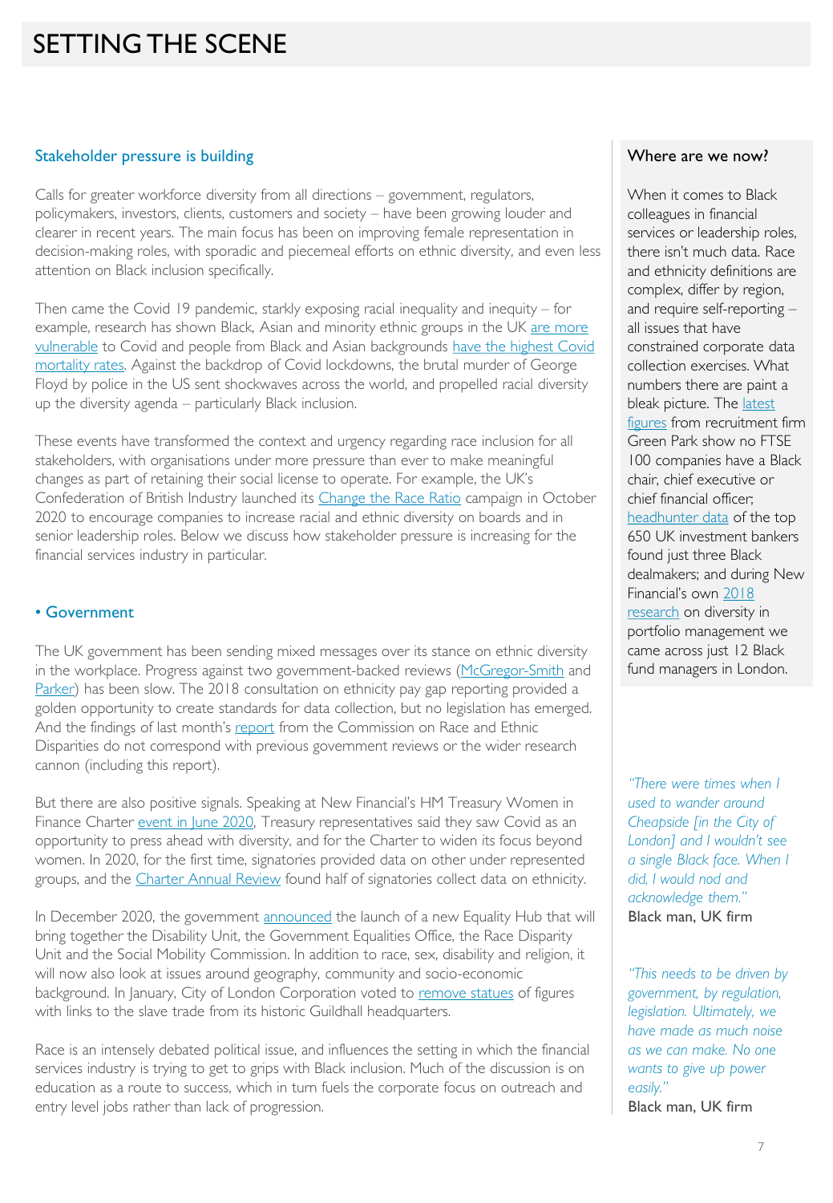# SETTING THE SCENE

## Stakeholder pressure is building

Calls for greater workforce diversity from all directions – government, regulators, policymakers, investors, clients, customers and society – have been growing louder and clearer in recent years. The main focus has been on improving female representation in decision-making roles, with sporadic and piecemeal efforts on ethnic diversity, and even less attention on Black inclusion specifically.

Then came the Covid 19 pandemic, starkly exposing racial inequality and inequity – for example, research has shown Black, Asian and minority ethnic groups in the UK are more vulnerable to Covid and people from Black and Asian backgrounds have the highest Covid mortality rates. Against the backdrop of Covid lockdowns, the brutal murder of George Floyd by police in the US sent shockwaves across the world, and propelled racial diversity up the diversity agenda – particularly Black inclusion.

These events have transformed the context and urgency regarding race inclusion for all stakeholders, with organisations under more pressure than ever to make meaningful changes as part of retaining their social license to operate. For example, the UK's Confederation of British Industry launched its Change the Race Ratio campaign in October 2020 to encourage companies to increase racial and ethnic diversity on boards and in senior leadership roles. Below we discuss how stakeholder pressure is increasing for the financial services industry in particular.

### • Government

The UK government has been sending mixed messages over its stance on ethnic diversity in the workplace. Progress against two government-backed reviews (McGregor-Smith and Parker) has been slow. The 2018 consultation on ethnicity pay gap reporting provided a golden opportunity to create standards for data collection, but no legislation has emerged. And the findings of last month's report from the Commission on Race and Ethnic Disparities do not correspond with previous government reviews or the wider research cannon (including this report).

But there are also positive signals. Speaking at New Financial's HM Treasury Women in Finance Charter event in June 2020, Treasury representatives said they saw Covid as an opportunity to press ahead with diversity, and for the Charter to widen its focus beyond women. In 2020, for the first time, signatories provided data on other under represented groups, and the Charter Annual Review found half of signatories collect data on ethnicity.

In December 2020, the government announced the launch of a new Equality Hub that will bring together the Disability Unit, the Government Equalities Office, the Race Disparity Unit and the Social Mobility Commission. In addition to race, sex, disability and religion, it will now also look at issues around geography, community and socio-economic background. In January, City of London Corporation voted to remove statues of figures with links to the slave trade from its historic Guildhall headquarters.

Race is an intensely debated political issue, and influences the setting in which the financial services industry is trying to get to grips with Black inclusion. Much of the discussion is on education as a route to success, which in turn fuels the corporate focus on outreach and entry level jobs rather than lack of progression.

### Where are we now?

When it comes to Black colleagues in financial services or leadership roles, there isn't much data. Race and ethnicity definitions are complex, differ by region, and require self-reporting – all issues that have constrained corporate data collection exercises. What numbers there are paint a bleak picture. The latest figures from recruitment firm Green Park show no FTSE 100 companies have a Black chair, chief executive or chief financial officer; headhunter data of the top 650 UK investment bankers found just three Black dealmakers; and during New Financial's own 2018 research on diversity in portfolio management we came across just 12 Black fund managers in London.

*"There were times when I used to wander around Cheapside [in the City of London] and I wouldn't see a single Black face. When I did, I would nod and acknowledge them."*
**Black man, UK firm**

*"This needs to be driven by government, by regulation, legislation. Ultimately, we have made as much noise as we can make. No one wants to give up power easily."*
**Black man, UK firm**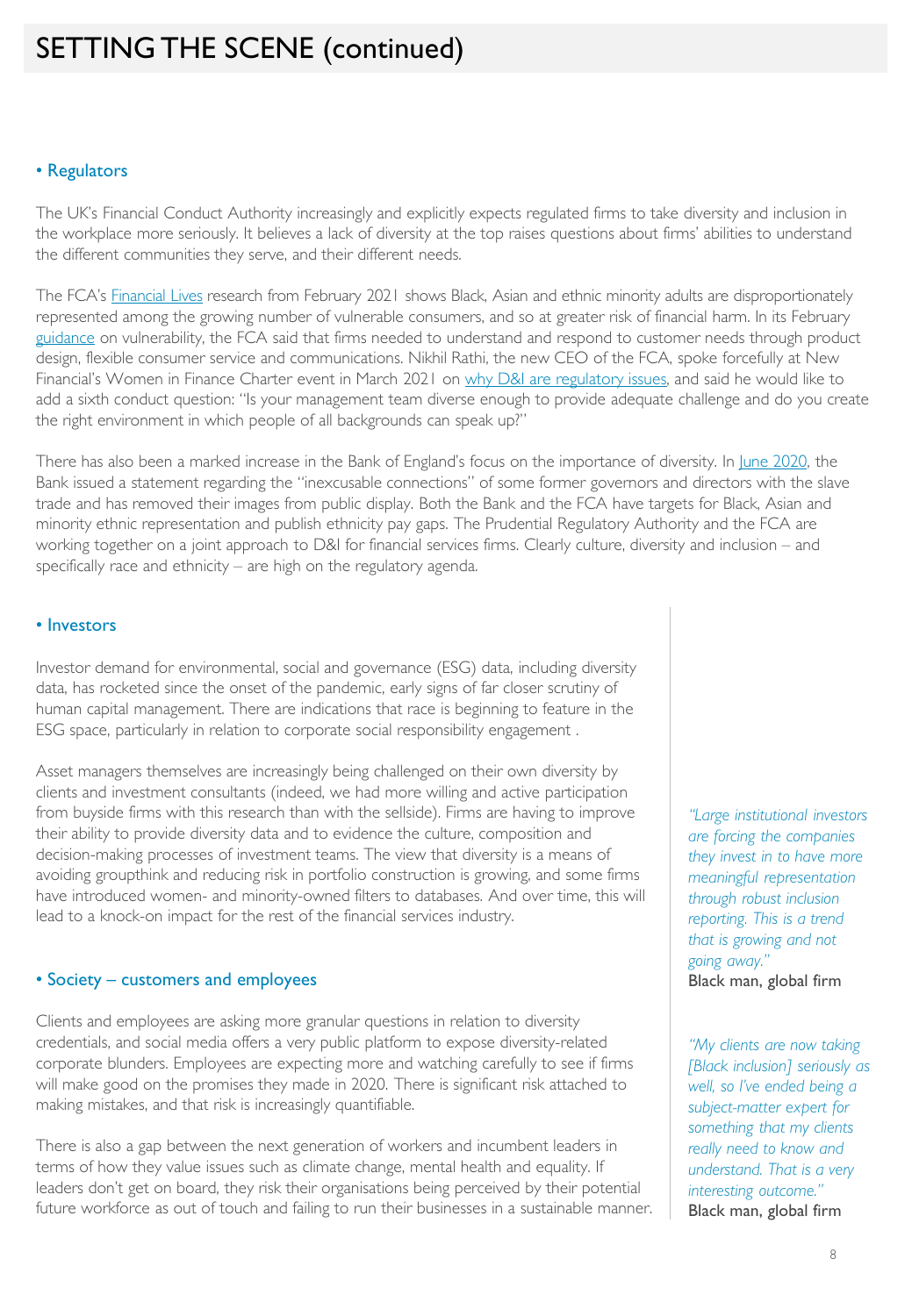# SETTING THE SCENE (continued)

## • Regulators

The UK's Financial Conduct Authority increasingly and explicitly expects regulated firms to take diversity and inclusion in the workplace more seriously. It believes a lack of diversity at the top raises questions about firms' abilities to understand the different communities they serve, and their different needs.

The FCA's Financial Lives research from February 2021 shows Black, Asian and ethnic minority adults are disproportionately represented among the growing number of vulnerable consumers, and so at greater risk of financial harm. In its February guidance on vulnerability, the FCA said that firms needed to understand and respond to customer needs through product design, flexible consumer service and communications. Nikhil Rathi, the new CEO of the FCA, spoke forcefully at New Financial's Women in Finance Charter event in March 2021 on why D&I are regulatory issues, and said he would like to add a sixth conduct question: "Is your management team diverse enough to provide adequate challenge and do you create the right environment in which people of all backgrounds can speak up?"

There has also been a marked increase in the Bank of England's focus on the importance of diversity. In June 2020, the Bank issued a statement regarding the "inexcusable connections" of some former governors and directors with the slave trade and has removed their images from public display. Both the Bank and the FCA have targets for Black, Asian and minority ethnic representation and publish ethnicity pay gaps. The Prudential Regulatory Authority and the FCA are working together on a joint approach to D&I for financial services firms. Clearly culture, diversity and inclusion – and specifically race and ethnicity – are high on the regulatory agenda.

## • Investors

Investor demand for environmental, social and governance (ESG) data, including diversity data, has rocketed since the onset of the pandemic, early signs of far closer scrutiny of human capital management. There are indications that race is beginning to feature in the ESG space, particularly in relation to corporate social responsibility engagement .

Asset managers themselves are increasingly being challenged on their own diversity by clients and investment consultants (indeed, we had more willing and active participation from buyside firms with this research than with the sellside). Firms are having to improve their ability to provide diversity data and to evidence the culture, composition and decision-making processes of investment teams. The view that diversity is a means of avoiding groupthink and reducing risk in portfolio construction is growing, and some firms have introduced women- and minority-owned filters to databases. And over time, this will lead to a knock-on impact for the rest of the financial services industry.

## • Society – customers and employees

Clients and employees are asking more granular questions in relation to diversity credentials, and social media offers a very public platform to expose diversity-related corporate blunders. Employees are expecting more and watching carefully to see if firms will make good on the promises they made in 2020. There is significant risk attached to making mistakes, and that risk is increasingly quantifiable.

There is also a gap between the next generation of workers and incumbent leaders in terms of how they value issues such as climate change, mental health and equality. If leaders don't get on board, they risk their organisations being perceived by their potential future workforce as out of touch and failing to run their businesses in a sustainable manner.

*"Large institutional investors are forcing the companies they invest in to have more meaningful representation through robust inclusion reporting. This is a trend that is growing and not going away."*
Black man, global firm

*"My clients are now taking [Black inclusion] seriously as well, so I've ended being a subject-matter expert for something that my clients really need to know and understand. That is a very interesting outcome."*
Black man, global firm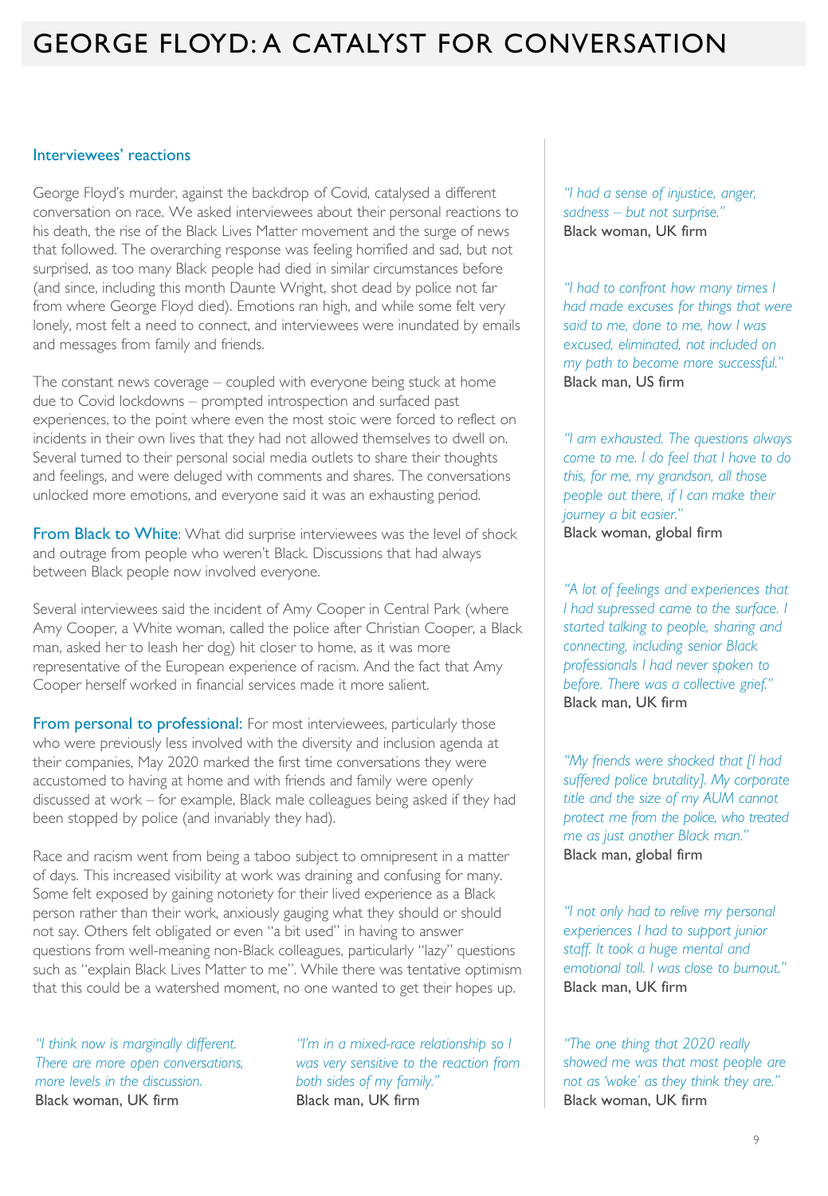# GEORGE FLOYD: A CATALYST FOR CONVERSATION

## Interviewees' reactions

George Floyd's murder, against the backdrop of Covid, catalysed a different conversation on race. We asked interviewees about their personal reactions to his death, the rise of the Black Lives Matter movement and the surge of news that followed. The overarching response was feeling horrified and sad, but not surprised, as too many Black people had died in similar circumstances before (and since, including this month Daunte Wright, shot dead by police not far from where George Floyd died). Emotions ran high, and while some felt very lonely, most felt a need to connect, and interviewees were inundated by emails and messages from family and friends.

The constant news coverage – coupled with everyone being stuck at home due to Covid lockdowns – prompted introspection and surfaced past experiences, to the point where even the most stoic were forced to reflect on incidents in their own lives that they had not allowed themselves to dwell on. Several turned to their personal social media outlets to share their thoughts and feelings, and were deluged with comments and shares. The conversations unlocked more emotions, and everyone said it was an exhausting period.

**From Black to White**: What did surprise interviewees was the level of shock and outrage from people who weren't Black. Discussions that had always between Black people now involved everyone.

Several interviewees said the incident of Amy Cooper in Central Park (where Amy Cooper, a White woman, called the police after Christian Cooper, a Black man, asked her to leash her dog) hit closer to home, as it was more representative of the European experience of racism. And the fact that Amy Cooper herself worked in financial services made it more salient.

**From personal to professional:** For most interviewees, particularly those who were previously less involved with the diversity and inclusion agenda at their companies, May 2020 marked the first time conversations they were accustomed to having at home and with friends and family were openly discussed at work – for example, Black male colleagues being asked if they had been stopped by police (and invariably they had).

Race and racism went from being a taboo subject to omnipresent in a matter of days. This increased visibility at work was draining and confusing for many. Some felt exposed by gaining notoriety for their lived experience as a Black person rather than their work, anxiously gauging what they should or should not say. Others felt obligated or even "a bit used" in having to answer questions from well-meaning non-Black colleagues, particularly "lazy" questions such as "explain Black Lives Matter to me". While there was tentative optimism that this could be a watershed moment, no one wanted to get their hopes up.

*"I think now is marginally different. There are more open conversations, more levels in the discussion.*
Black woman, UK firm

*"I'm in a mixed-race relationship so I was very sensitive to the reaction from both sides of my family."*
Black man, UK firm

*"I had a sense of injustice, anger, sadness – but not surprise."*
Black woman, UK firm

*"I had to confront how many times I had made excuses for things that were said to me, done to me, how I was excused, eliminated, not included on my path to become more successful."*
Black man, US firm

*"I am exhausted. The questions always come to me. I do feel that I have to do this, for me, my grandson, all those people out there, if I can make their journey a bit easier."*
Black woman, global firm

*"A lot of feelings and experiences that I had supressed came to the surface. I started talking to people, sharing and connecting, including senior Black professionals I had never spoken to before. There was a collective grief."*
Black man, UK firm

*"My friends were shocked that [I had suffered police brutality]. My corporate title and the size of my AUM cannot protect me from the police, who treated me as just another Black man."*
Black man, global firm

*"I not only had to relive my personal experiences I had to support junior staff. It took a huge mental and emotional toll. I was close to burnout."*
Black man, UK firm

*"The one thing that 2020 really showed me was that most people are not as 'woke' as they think they are."*
Black woman, UK firm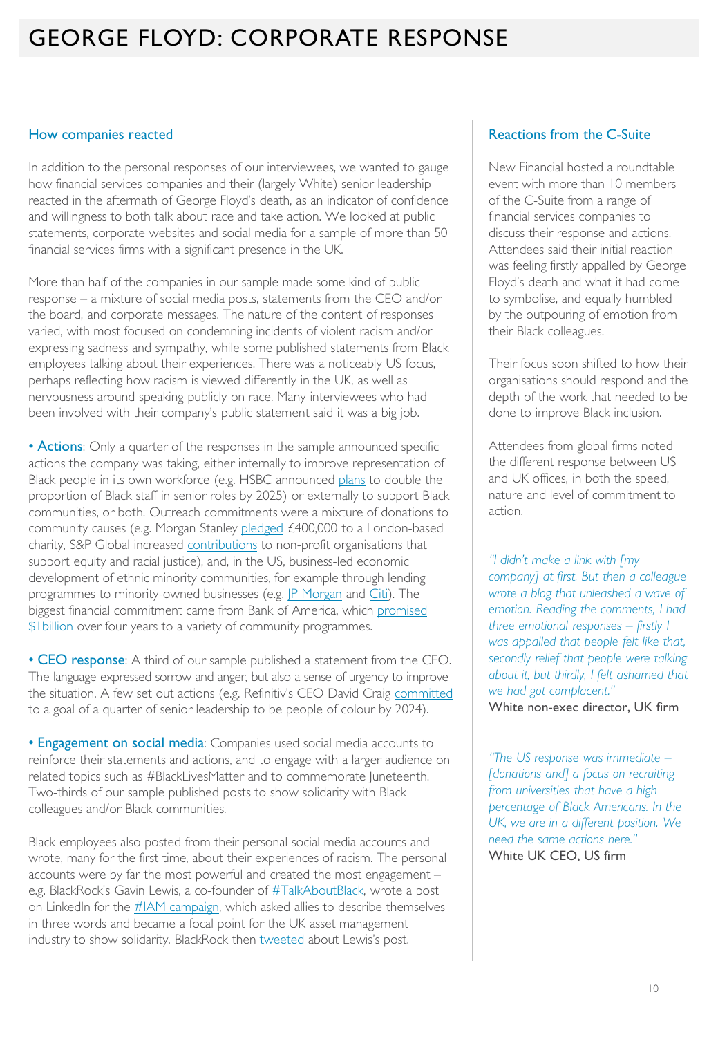# GEORGE FLOYD: CORPORATE RESPONSE

## How companies reacted

In addition to the personal responses of our interviewees, we wanted to gauge how financial services companies and their (largely White) senior leadership reacted in the aftermath of George Floyd's death, as an indicator of confidence and willingness to both talk about race and take action. We looked at public statements, corporate websites and social media for a sample of more than 50 financial services firms with a significant presence in the UK.

More than half of the companies in our sample made some kind of public response – a mixture of social media posts, statements from the CEO and/or the board, and corporate messages. The nature of the content of responses varied, with most focused on condemning incidents of violent racism and/or expressing sadness and sympathy, while some published statements from Black employees talking about their experiences. There was a noticeably US focus, perhaps reflecting how racism is viewed differently in the UK, as well as nervousness around speaking publicly on race. Many interviewees who had been involved with their company's public statement said it was a big job.

- **Actions**: Only a quarter of the responses in the sample announced specific actions the company was taking, either internally to improve representation of Black people in its own workforce (e.g. HSBC announced plans to double the proportion of Black staff in senior roles by 2025) or externally to support Black communities, or both. Outreach commitments were a mixture of donations to community causes (e.g. Morgan Stanley pledged £400,000 to a London-based charity, S&P Global increased contributions to non-profit organisations that support equity and racial justice), and, in the US, business-led economic development of ethnic minority communities, for example through lending programmes to minority-owned businesses (e.g. JP Morgan and Citi). The biggest financial commitment came from Bank of America, which promised $1billion over four years to a variety of community programmes.

- **CEO response**: A third of our sample published a statement from the CEO. The language expressed sorrow and anger, but also a sense of urgency to improve the situation. A few set out actions (e.g. Refinitiv's CEO David Craig committed to a goal of a quarter of senior leadership to be people of colour by 2024).

- **Engagement on social media**: Companies used social media accounts to reinforce their statements and actions, and to engage with a larger audience on related topics such as #BlackLivesMatter and to commemorate Juneteenth. Two-thirds of our sample published posts to show solidarity with Black colleagues and/or Black communities.

Black employees also posted from their personal social media accounts and wrote, many for the first time, about their experiences of racism. The personal accounts were by far the most powerful and created the most engagement – e.g. BlackRock's Gavin Lewis, a co-founder of #TalkAboutBlack, wrote a post on LinkedIn for the #IAM campaign, which asked allies to describe themselves in three words and became a focal point for the UK asset management industry to show solidarity. BlackRock then tweeted about Lewis's post.

## Reactions from the C-Suite

New Financial hosted a roundtable event with more than 10 members of the C-Suite from a range of financial services companies to discuss their response and actions. Attendees said their initial reaction was feeling firstly appalled by George Floyd's death and what it had come to symbolise, and equally humbled by the outpouring of emotion from their Black colleagues.

Their focus soon shifted to how their organisations should respond and the depth of the work that needed to be done to improve Black inclusion.

Attendees from global firms noted the different response between US and UK offices, in both the speed, nature and level of commitment to action.

*"I didn't make a link with [my company] at first. But then a colleague wrote a blog that unleashed a wave of emotion. Reading the comments, I had three emotional responses – firstly I was appalled that people felt like that, secondly relief that people were talking about it, but thirdly, I felt ashamed that we had got complacent."*
White non-exec director, UK firm

*"The US response was immediate – [donations and] a focus on recruiting from universities that have a high percentage of Black Americans. In the UK, we are in a different position. We need the same actions here."*
White UK CEO, US firm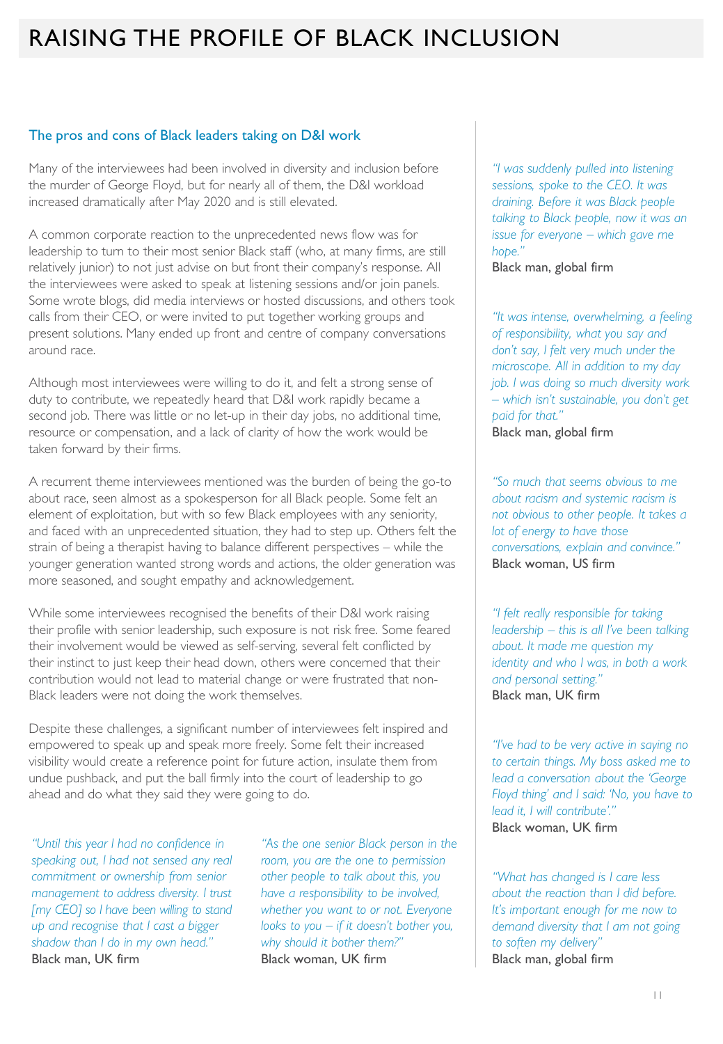# RAISING THE PROFILE OF BLACK INCLUSION

## The pros and cons of Black leaders taking on D&I work

Many of the interviewees had been involved in diversity and inclusion before the murder of George Floyd, but for nearly all of them, the D&I workload increased dramatically after May 2020 and is still elevated.

A common corporate reaction to the unprecedented news flow was for leadership to turn to their most senior Black staff (who, at many firms, are still relatively junior) to not just advise on but front their company's response. All the interviewees were asked to speak at listening sessions and/or join panels. Some wrote blogs, did media interviews or hosted discussions, and others took calls from their CEO, or were invited to put together working groups and present solutions. Many ended up front and centre of company conversations around race.

Although most interviewees were willing to do it, and felt a strong sense of duty to contribute, we repeatedly heard that D&I work rapidly became a second job. There was little or no let-up in their day jobs, no additional time, resource or compensation, and a lack of clarity of how the work would be taken forward by their firms.

A recurrent theme interviewees mentioned was the burden of being the go-to about race, seen almost as a spokesperson for all Black people. Some felt an element of exploitation, but with so few Black employees with any seniority, and faced with an unprecedented situation, they had to step up. Others felt the strain of being a therapist having to balance different perspectives – while the younger generation wanted strong words and actions, the older generation was more seasoned, and sought empathy and acknowledgement.

While some interviewees recognised the benefits of their D&I work raising their profile with senior leadership, such exposure is not risk free. Some feared their involvement would be viewed as self-serving, several felt conflicted by their instinct to just keep their head down, others were concerned that their contribution would not lead to material change or were frustrated that non-Black leaders were not doing the work themselves.

Despite these challenges, a significant number of interviewees felt inspired and empowered to speak up and speak more freely. Some felt their increased visibility would create a reference point for future action, insulate them from undue pushback, and put the ball firmly into the court of leadership to go ahead and do what they said they were going to do.

*"Until this year I had no confidence in speaking out, I had not sensed any real commitment or ownership from senior management to address diversity. I trust [my CEO] so I have been willing to stand up and recognise that I cast a bigger shadow than I do in my own head."*
Black man, UK firm

*"As the one senior Black person in the room, you are the one to permission other people to talk about this, you have a responsibility to be involved, whether you want to or not. Everyone looks to you – if it doesn't bother you, why should it bother them?"*
Black woman, UK firm

*"I was suddenly pulled into listening sessions, spoke to the CEO. It was draining. Before it was Black people talking to Black people, now it was an issue for everyone – which gave me hope."*
Black man, global firm

*"It was intense, overwhelming, a feeling of responsibility, what you say and don't say, I felt very much under the microscope. All in addition to my day job. I was doing so much diversity work – which isn't sustainable, you don't get paid for that."*
Black man, global firm

*"So much that seems obvious to me about racism and systemic racism is not obvious to other people. It takes a lot of energy to have those conversations, explain and convince."*
Black woman, US firm

*"I felt really responsible for taking leadership – this is all I've been talking about. It made me question my identity and who I was, in both a work and personal setting."*
Black man, UK firm

*"I've had to be very active in saying no to certain things. My boss asked me to lead a conversation about the 'George Floyd thing' and I said: 'No, you have to lead it, I will contribute'."*
Black woman, UK firm

*"What has changed is I care less about the reaction than I did before. It's important enough for me now to demand diversity that I am not going to soften my delivery"*
Black man, global firm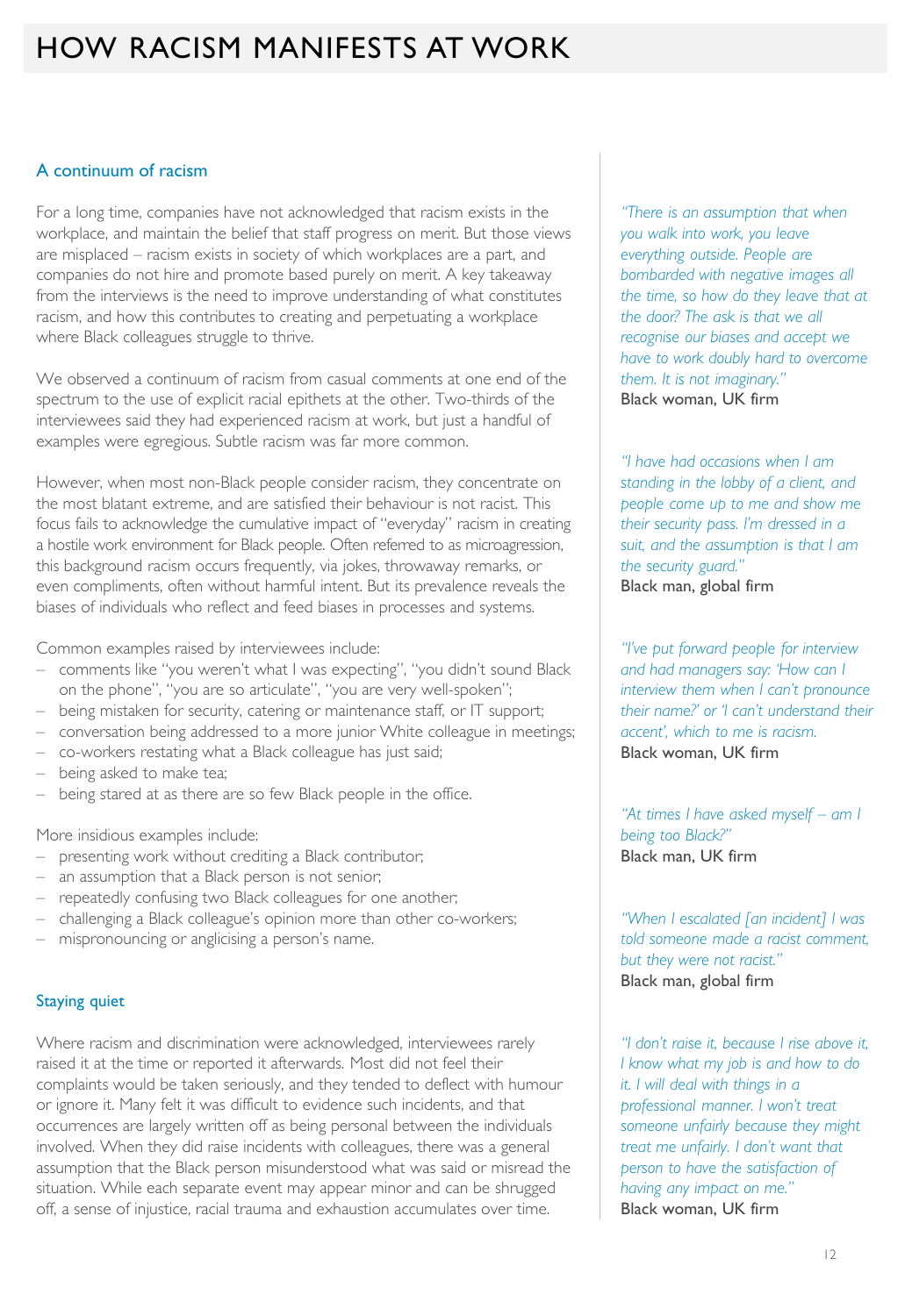# HOW RACISM MANIFESTS AT WORK

## A continuum of racism

For a long time, companies have not acknowledged that racism exists in the workplace, and maintain the belief that staff progress on merit. But those views are misplaced – racism exists in society of which workplaces are a part, and companies do not hire and promote based purely on merit. A key takeaway from the interviews is the need to improve understanding of what constitutes racism, and how this contributes to creating and perpetuating a workplace where Black colleagues struggle to thrive.

We observed a continuum of racism from casual comments at one end of the spectrum to the use of explicit racial epithets at the other. Two-thirds of the interviewees said they had experienced racism at work, but just a handful of examples were egregious. Subtle racism was far more common.

However, when most non-Black people consider racism, they concentrate on the most blatant extreme, and are satisfied their behaviour is not racist. This focus fails to acknowledge the cumulative impact of "everyday" racism in creating a hostile work environment for Black people. Often referred to as microaggression, this background racism occurs frequently, via jokes, throwaway remarks, or even compliments, often without harmful intent. But its prevalence reveals the biases of individuals who reflect and feed biases in processes and systems.

Common examples raised by interviewees include:

- comments like "you weren't what I was expecting", "you didn't sound Black on the phone", "you are so articulate", "you are very well-spoken";
- being mistaken for security, catering or maintenance staff, or IT support;
- conversation being addressed to a more junior White colleague in meetings;
- co-workers restating what a Black colleague has just said;
- being asked to make tea;
- being stared at as there are so few Black people in the office.

More insidious examples include:

- presenting work without crediting a Black contributor;
- an assumption that a Black person is not senior;
- repeatedly confusing two Black colleagues for one another;
- challenging a Black colleague's opinion more than other co-workers;
- mispronouncing or anglicising a person's name.

## Staying quiet

Where racism and discrimination were acknowledged, interviewees rarely raised it at the time or reported it afterwards. Most did not feel their complaints would be taken seriously, and they tended to deflect with humour or ignore it. Many felt it was difficult to evidence such incidents, and that occurrences are largely written off as being personal between the individuals involved. When they did raise incidents with colleagues, there was a general assumption that the Black person misunderstood what was said or misread the situation. While each separate event may appear minor and can be shrugged off, a sense of injustice, racial trauma and exhaustion accumulates over time.

*"There is an assumption that when you walk into work, you leave everything outside. People are bombarded with negative images all the time, so how do they leave that at the door? The ask is that we all recognise our biases and accept we have to work doubly hard to overcome them. It is not imaginary."*
Black woman, UK firm

*"I have had occasions when I am standing in the lobby of a client, and people come up to me and show me their security pass. I'm dressed in a suit, and the assumption is that I am the security guard."*
Black man, global firm

*"I've put forward people for interview and had managers say: 'How can I interview them when I can't pronounce their name?' or 'I can't understand their accent', which to me is racism.*
Black woman, UK firm

*"At times I have asked myself – am I being too Black?"*
Black man, UK firm

*"When I escalated [an incident] I was told someone made a racist comment, but they were not racist."*
Black man, global firm

*"I don't raise it, because I rise above it, I know what my job is and how to do it. I will deal with things in a professional manner. I won't treat someone unfairly because they might treat me unfairly. I don't want that person to have the satisfaction of having any impact on me."*
Black woman, UK firm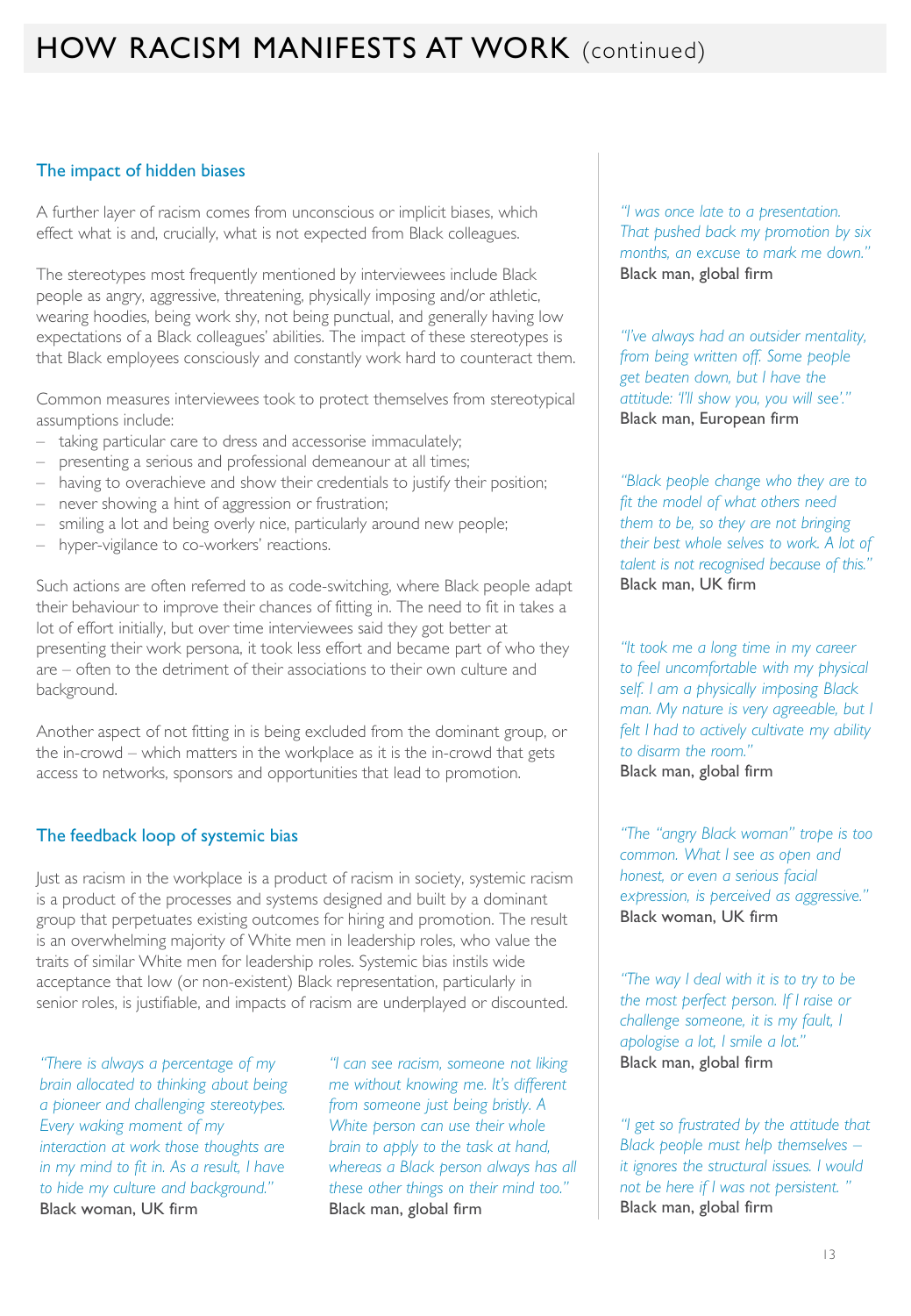# HOW RACISM MANIFESTS AT WORK (continued)

## The impact of hidden biases

A further layer of racism comes from unconscious or implicit biases, which effect what is and, crucially, what is not expected from Black colleagues.

The stereotypes most frequently mentioned by interviewees include Black people as angry, aggressive, threatening, physically imposing and/or athletic, wearing hoodies, being work shy, not being punctual, and generally having low expectations of a Black colleagues' abilities. The impact of these stereotypes is that Black employees consciously and constantly work hard to counteract them.

Common measures interviewees took to protect themselves from stereotypical assumptions include:

- taking particular care to dress and accessorise immaculately;
- presenting a serious and professional demeanour at all times;
- having to overachieve and show their credentials to justify their position;
- never showing a hint of aggression or frustration;
- smiling a lot and being overly nice, particularly around new people;
- hyper-vigilance to co-workers' reactions.

Such actions are often referred to as code-switching, where Black people adapt their behaviour to improve their chances of fitting in. The need to fit in takes a lot of effort initially, but over time interviewees said they got better at presenting their work persona, it took less effort and became part of who they are – often to the detriment of their associations to their own culture and background.

Another aspect of not fitting in is being excluded from the dominant group, or the in-crowd – which matters in the workplace as it is the in-crowd that gets access to networks, sponsors and opportunities that lead to promotion.

## The feedback loop of systemic bias

Just as racism in the workplace is a product of racism in society, systemic racism is a product of the processes and systems designed and built by a dominant group that perpetuates existing outcomes for hiring and promotion. The result is an overwhelming majority of White men in leadership roles, who value the traits of similar White men for leadership roles. Systemic bias instils wide acceptance that low (or non-existent) Black representation, particularly in senior roles, is justifiable, and impacts of racism are underplayed or discounted.

*"There is always a percentage of my brain allocated to thinking about being a pioneer and challenging stereotypes. Every waking moment of my interaction at work those thoughts are in my mind to fit in. As a result, I have to hide my culture and background."*
Black woman, UK firm

*"I can see racism, someone not liking me without knowing me. It's different from someone just being bristly. A White person can use their whole brain to apply to the task at hand, whereas a Black person always has all these other things on their mind too."*
Black man, global firm

*"I was once late to a presentation. That pushed back my promotion by six months, an excuse to mark me down."*
Black man, global firm

*"I've always had an outsider mentality, from being written off. Some people get beaten down, but I have the attitude: 'I'll show you, you will see'."*
Black man, European firm

*"Black people change who they are to fit the model of what others need them to be, so they are not bringing their best whole selves to work. A lot of talent is not recognised because of this."*
Black man, UK firm

*"It took me a long time in my career to feel uncomfortable with my physical self. I am a physically imposing Black man. My nature is very agreeable, but I felt I had to actively cultivate my ability to disarm the room."*
Black man, global firm

*"The "angry Black woman" trope is too common. What I see as open and honest, or even a serious facial expression, is perceived as aggressive."*
Black woman, UK firm

*"The way I deal with it is to try to be the most perfect person. If I raise or challenge someone, it is my fault, I apologise a lot, I smile a lot."*
Black man, global firm

*"I get so frustrated by the attitude that Black people must help themselves – it ignores the structural issues. I would not be here if I was not persistent. "*
Black man, global firm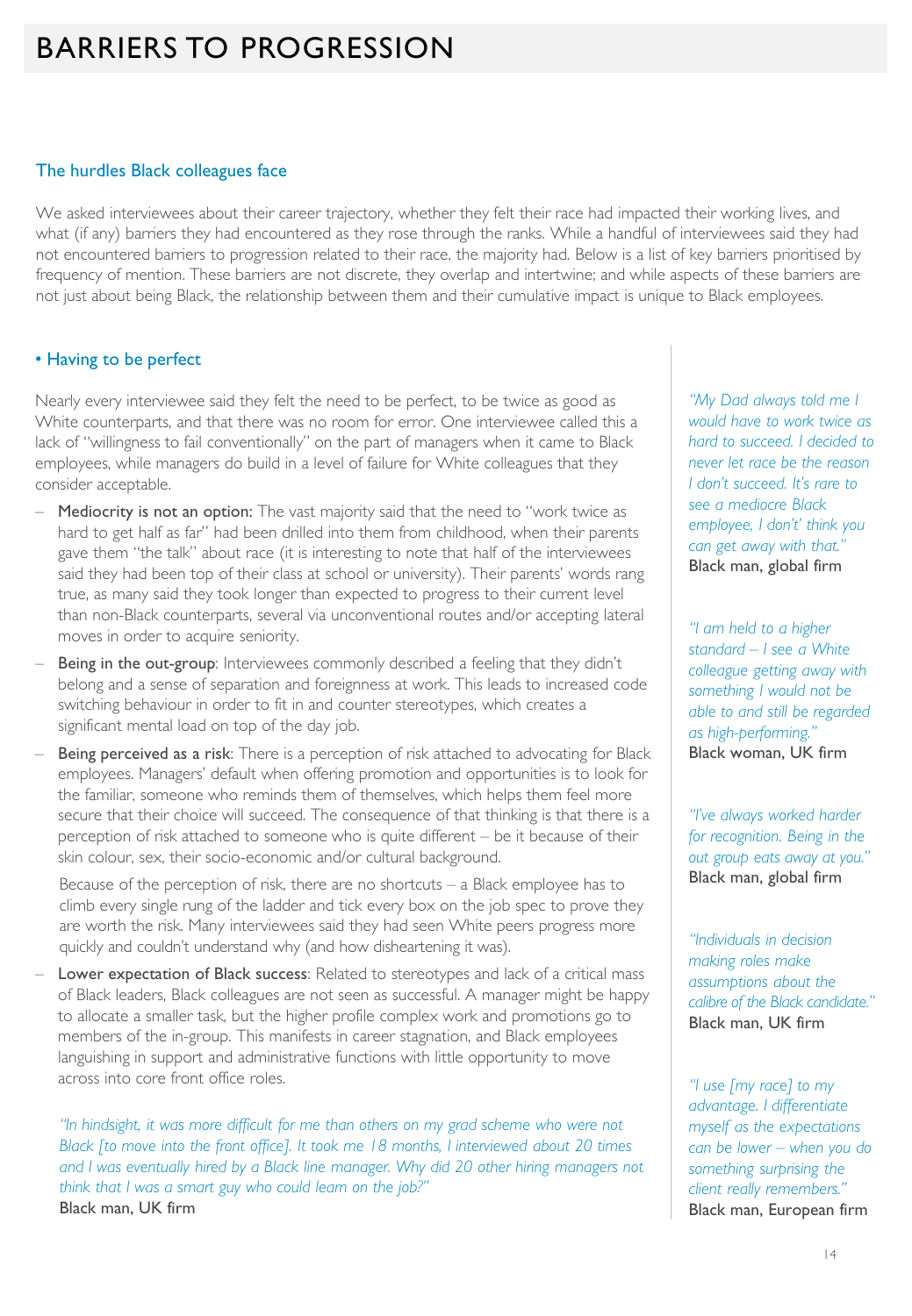# BARRIERS TO PROGRESSION

## The hurdles Black colleagues face

We asked interviewees about their career trajectory, whether they felt their race had impacted their working lives, and what (if any) barriers they had encountered as they rose through the ranks. While a handful of interviewees said they had not encountered barriers to progression related to their race, the majority had. Below is a list of key barriers prioritised by frequency of mention. These barriers are not discrete, they overlap and intertwine; and while aspects of these barriers are not just about being Black, the relationship between them and their cumulative impact is unique to Black employees.

### • Having to be perfect

Nearly every interviewee said they felt the need to be perfect, to be twice as good as White counterparts, and that there was no room for error. One interviewee called this a lack of "willingness to fail conventionally" on the part of managers when it came to Black employees, while managers do build in a level of failure for White colleagues that they consider acceptable.

- **Mediocrity is not an option:** The vast majority said that the need to "work twice as hard to get half as far" had been drilled into them from childhood, when their parents gave them "the talk" about race (it is interesting to note that half of the interviewees said they had been top of their class at school or university). Their parents' words rang true, as many said they took longer than expected to progress to their current level than non-Black counterparts, several via unconventional routes and/or accepting lateral moves in order to acquire seniority.
- **Being in the out-group**: Interviewees commonly described a feeling that they didn't belong and a sense of separation and foreignness at work. This leads to increased code switching behaviour in order to fit in and counter stereotypes, which creates a significant mental load on top of the day job.
- **Being perceived as a risk**: There is a perception of risk attached to advocating for Black employees. Managers' default when offering promotion and opportunities is to look for the familiar, someone who reminds them of themselves, which helps them feel more secure that their choice will succeed. The consequence of that thinking is that there is a perception of risk attached to someone who is quite different – be it because of their skin colour, sex, their socio-economic and/or cultural background.

  Because of the perception of risk, there are no shortcuts – a Black employee has to climb every single rung of the ladder and tick every box on the job spec to prove they are worth the risk. Many interviewees said they had seen White peers progress more quickly and couldn't understand why (and how disheartening it was).
- **Lower expectation of Black success**: Related to stereotypes and lack of a critical mass of Black leaders, Black colleagues are not seen as successful. A manager might be happy to allocate a smaller task, but the higher profile complex work and promotions go to members of the in-group. This manifests in career stagnation, and Black employees languishing in support and administrative functions with little opportunity to move across into core front office roles.

*"In hindsight, it was more difficult for me than others on my grad scheme who were not Black [to move into the front office]. It took me 18 months, I interviewed about 20 times and I was eventually hired by a Black line manager. Why did 20 other hiring managers not think that I was a smart guy who could learn on the job?"*
Black man, UK firm

*"My Dad always told me I would have to work twice as hard to succeed. I decided to never let race be the reason I don't succeed. It's rare to see a mediocre Black employee, I don't' think you can get away with that."*
Black man, global firm

*"I am held to a higher standard – I see a White colleague getting away with something I would not be able to and still be regarded as high-performing."*
Black woman, UK firm

*"I've always worked harder for recognition. Being in the out group eats away at you."*
Black man, global firm

*"Individuals in decision making roles make assumptions about the calibre of the Black candidate."*
Black man, UK firm

*"I use [my race] to my advantage. I differentiate myself as the expectations can be lower – when you do something surprising the client really remembers."*
Black man, European firm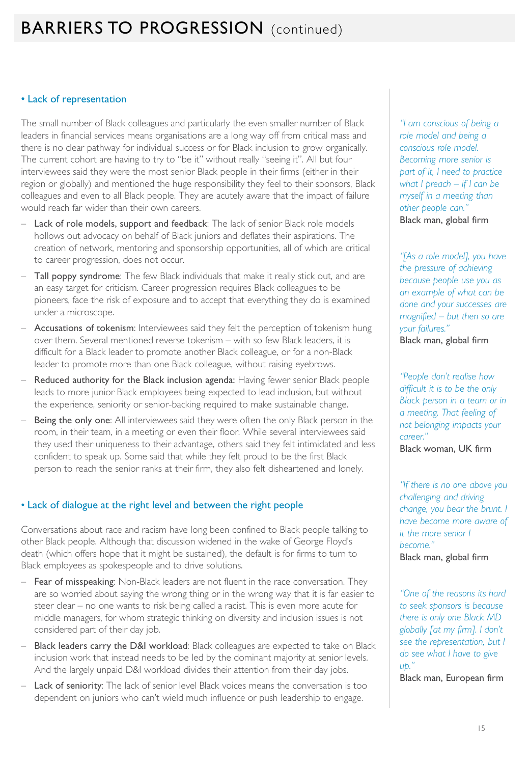# BARRIERS TO PROGRESSION (continued)

## • Lack of representation

The small number of Black colleagues and particularly the even smaller number of Black leaders in financial services means organisations are a long way off from critical mass and there is no clear pathway for individual success or for Black inclusion to grow organically. The current cohort are having to try to "be it" without really "seeing it". All but four interviewees said they were the most senior Black people in their firms (either in their region or globally) and mentioned the huge responsibility they feel to their sponsors, Black colleagues and even to all Black people. They are acutely aware that the impact of failure would reach far wider than their own careers.

- **Lack of role models, support and feedback**: The lack of senior Black role models hollows out advocacy on behalf of Black juniors and deflates their aspirations. The creation of network, mentoring and sponsorship opportunities, all of which are critical to career progression, does not occur.
- **Tall poppy syndrome**: The few Black individuals that make it really stick out, and are an easy target for criticism. Career progression requires Black colleagues to be pioneers, face the risk of exposure and to accept that everything they do is examined under a microscope.
- **Accusations of tokenism**: Interviewees said they felt the perception of tokenism hung over them. Several mentioned reverse tokenism – with so few Black leaders, it is difficult for a Black leader to promote another Black colleague, or for a non-Black leader to promote more than one Black colleague, without raising eyebrows.
- **Reduced authority for the Black inclusion agenda:** Having fewer senior Black people leads to more junior Black employees being expected to lead inclusion, but without the experience, seniority or senior-backing required to make sustainable change.
- **Being the only one**: All interviewees said they were often the only Black person in the room, in their team, in a meeting or even their floor. While several interviewees said they used their uniqueness to their advantage, others said they felt intimidated and less confident to speak up. Some said that while they felt proud to be the first Black person to reach the senior ranks at their firm, they also felt disheartened and lonely.

## • Lack of dialogue at the right level and between the right people

Conversations about race and racism have long been confined to Black people talking to other Black people. Although that discussion widened in the wake of George Floyd's death (which offers hope that it might be sustained), the default is for firms to turn to Black employees as spokespeople and to drive solutions.

- **Fear of misspeaking**: Non-Black leaders are not fluent in the race conversation. They are so worried about saying the wrong thing or in the wrong way that it is far easier to steer clear – no one wants to risk being called a racist. This is even more acute for middle managers, for whom strategic thinking on diversity and inclusion issues is not considered part of their day job.
- **Black leaders carry the D&I workload**: Black colleagues are expected to take on Black inclusion work that instead needs to be led by the dominant majority at senior levels. And the largely unpaid D&I workload divides their attention from their day jobs.
- **Lack of seniority**: The lack of senior level Black voices means the conversation is too dependent on juniors who can't wield much influence or push leadership to engage.

*"I am conscious of being a role model and being a conscious role model. Becoming more senior is part of it, I need to practice what I preach – if I can be myself in a meeting than other people can."*
Black man, global firm

*"[As a role model], you have the pressure of achieving because people use you as an example of what can be done and your successes are magnified – but then so are your failures."*
Black man, global firm

*"People don't realise how difficult it is to be the only Black person in a team or in a meeting. That feeling of not belonging impacts your career."*
Black woman, UK firm

*"If there is no one above you challenging and driving change, you bear the brunt. I have become more aware of it the more senior I become."*
Black man, global firm

*"One of the reasons its hard to seek sponsors is because there is only one Black MD globally [at my firm]. I don't see the representation, but I do see what I have to give up."*
Black man, European firm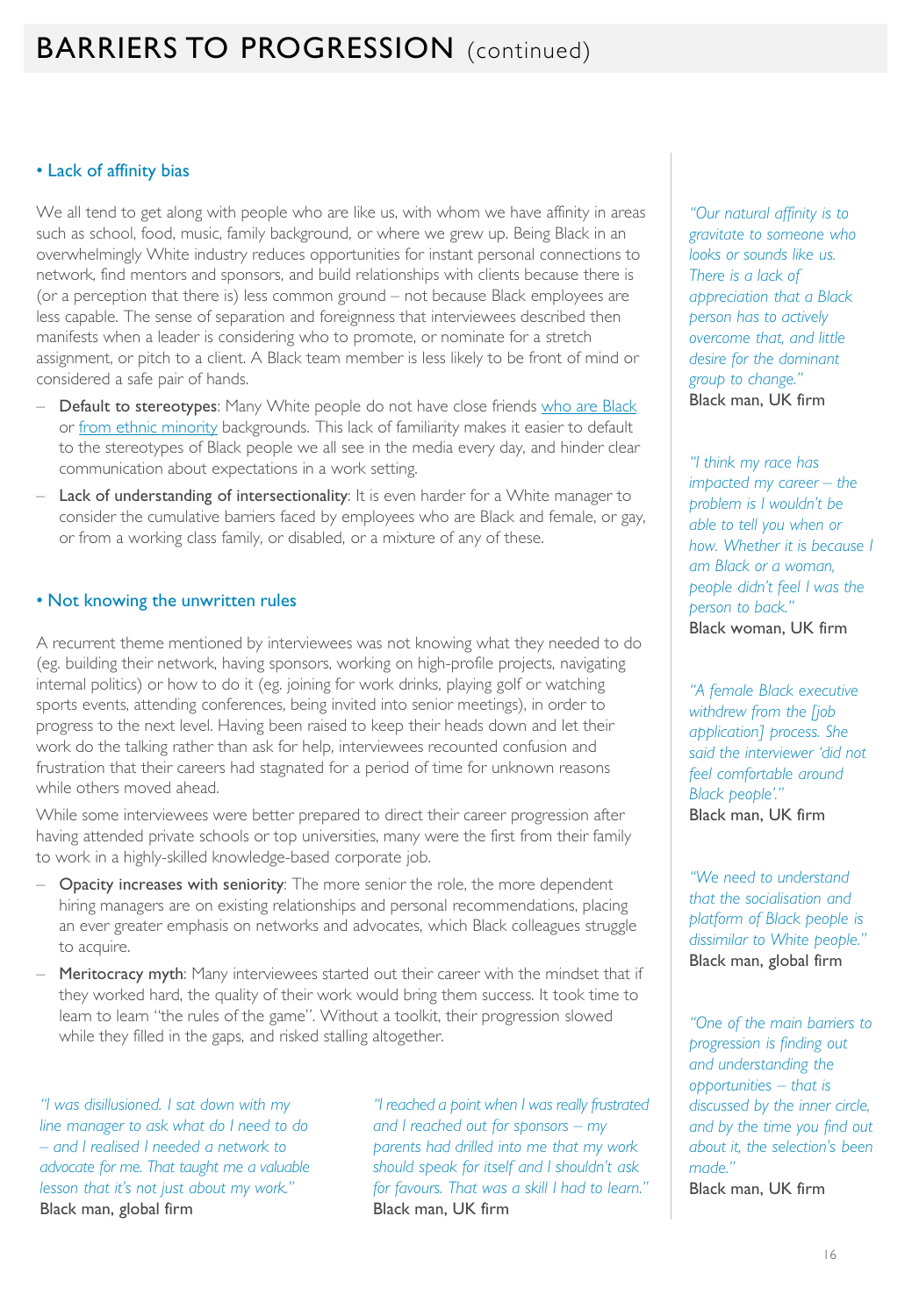# BARRIERS TO PROGRESSION (continued)

## • Lack of affinity bias

We all tend to get along with people who are like us, with whom we have affinity in areas such as school, food, music, family background, or where we grew up. Being Black in an overwhelmingly White industry reduces opportunities for instant personal connections to network, find mentors and sponsors, and build relationships with clients because there is (or a perception that there is) less common ground – not because Black employees are less capable. The sense of separation and foreignness that interviewees described then manifests when a leader is considering who to promote, or nominate for a stretch assignment, or pitch to a client. A Black team member is less likely to be front of mind or considered a safe pair of hands.

- **Default to stereotypes**: Many White people do not have close friends who are Black or from ethnic minority backgrounds. This lack of familiarity makes it easier to default to the stereotypes of Black people we all see in the media every day, and hinder clear communication about expectations in a work setting.
- **Lack of understanding of intersectionality**: It is even harder for a White manager to consider the cumulative barriers faced by employees who are Black and female, or gay, or from a working class family, or disabled, or a mixture of any of these.

## • Not knowing the unwritten rules

A recurrent theme mentioned by interviewees was not knowing what they needed to do (eg. building their network, having sponsors, working on high-profile projects, navigating internal politics) or how to do it (eg. joining for work drinks, playing golf or watching sports events, attending conferences, being invited into senior meetings), in order to progress to the next level. Having been raised to keep their heads down and let their work do the talking rather than ask for help, interviewees recounted confusion and frustration that their careers had stagnated for a period of time for unknown reasons while others moved ahead.

While some interviewees were better prepared to direct their career progression after having attended private schools or top universities, many were the first from their family to work in a highly-skilled knowledge-based corporate job.

- **Opacity increases with seniority**: The more senior the role, the more dependent hiring managers are on existing relationships and personal recommendations, placing an ever greater emphasis on networks and advocates, which Black colleagues struggle to acquire.
- **Meritocracy myth**: Many interviewees started out their career with the mindset that if they worked hard, the quality of their work would bring them success. It took time to learn to learn "the rules of the game". Without a toolkit, their progression slowed while they filled in the gaps, and risked stalling altogether.

*"I was disillusioned. I sat down with my line manager to ask what do I need to do – and I realised I needed a network to advocate for me. That taught me a valuable lesson that it's not just about my work."*
Black man, global firm

*"I reached a point when I was really frustrated and I reached out for sponsors – my parents had drilled into me that my work should speak for itself and I shouldn't ask for favours. That was a skill I had to learn."*
Black man, UK firm

*"Our natural affinity is to gravitate to someone who looks or sounds like us. There is a lack of appreciation that a Black person has to actively overcome that, and little desire for the dominant group to change."*
Black man, UK firm

*"I think my race has impacted my career – the problem is I wouldn't be able to tell you when or how. Whether it is because I am Black or a woman, people didn't feel I was the person to back."*
Black woman, UK firm

*"A female Black executive withdrew from the [job application] process. She said the interviewer 'did not feel comfortable around Black people'."*
Black man, UK firm

*"We need to understand that the socialisation and platform of Black people is dissimilar to White people."*
Black man, global firm

*"One of the main barriers to progression is finding out and understanding the opportunities – that is discussed by the inner circle, and by the time you find out about it, the selection's been made."*
Black man, UK firm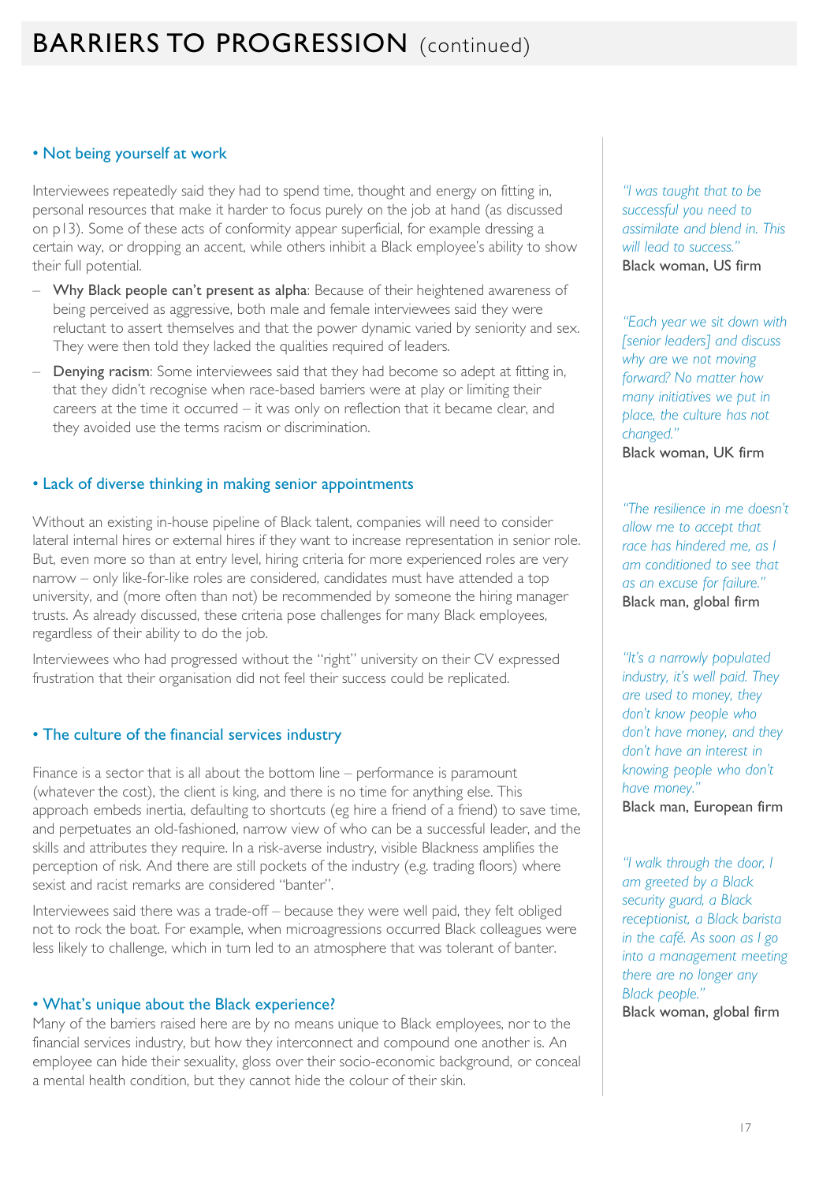# BARRIERS TO PROGRESSION (continued)

## • Not being yourself at work

Interviewees repeatedly said they had to spend time, thought and energy on fitting in, personal resources that make it harder to focus purely on the job at hand (as discussed on p13). Some of these acts of conformity appear superficial, for example dressing a certain way, or dropping an accent, while others inhibit a Black employee's ability to show their full potential.

- **Why Black people can't present as alpha**: Because of their heightened awareness of being perceived as aggressive, both male and female interviewees said they were reluctant to assert themselves and that the power dynamic varied by seniority and sex. They were then told they lacked the qualities required of leaders.
- **Denying racism**: Some interviewees said that they had become so adept at fitting in, that they didn't recognise when race-based barriers were at play or limiting their careers at the time it occurred – it was only on reflection that it became clear, and they avoided use the terms racism or discrimination.

## • Lack of diverse thinking in making senior appointments

Without an existing in-house pipeline of Black talent, companies will need to consider lateral internal hires or external hires if they want to increase representation in senior role. But, even more so than at entry level, hiring criteria for more experienced roles are very narrow – only like-for-like roles are considered, candidates must have attended a top university, and (more often than not) be recommended by someone the hiring manager trusts. As already discussed, these criteria pose challenges for many Black employees, regardless of their ability to do the job.

Interviewees who had progressed without the "right" university on their CV expressed frustration that their organisation did not feel their success could be replicated.

## • The culture of the financial services industry

Finance is a sector that is all about the bottom line – performance is paramount (whatever the cost), the client is king, and there is no time for anything else. This approach embeds inertia, defaulting to shortcuts (eg hire a friend of a friend) to save time, and perpetuates an old-fashioned, narrow view of who can be a successful leader, and the skills and attributes they require. In a risk-averse industry, visible Blackness amplifies the perception of risk. And there are still pockets of the industry (e.g. trading floors) where sexist and racist remarks are considered "banter".

Interviewees said there was a trade-off – because they were well paid, they felt obliged not to rock the boat. For example, when microagressions occurred Black colleagues were less likely to challenge, which in turn led to an atmosphere that was tolerant of banter.

## • What's unique about the Black experience?

Many of the barriers raised here are by no means unique to Black employees, nor to the financial services industry, but how they interconnect and compound one another is. An employee can hide their sexuality, gloss over their socio-economic background, or conceal a mental health condition, but they cannot hide the colour of their skin.

*"I was taught that to be successful you need to assimilate and blend in. This will lead to success."*
Black woman, US firm

*"Each year we sit down with [senior leaders] and discuss why are we not moving forward? No matter how many initiatives we put in place, the culture has not changed."*
Black woman, UK firm

*"The resilience in me doesn't allow me to accept that race has hindered me, as I am conditioned to see that as an excuse for failure."*
Black man, global firm

*"It's a narrowly populated industry, it's well paid. They are used to money, they don't know people who don't have money, and they don't have an interest in knowing people who don't have money."*
Black man, European firm

*"I walk through the door, I am greeted by a Black security guard, a Black receptionist, a Black barista in the café. As soon as I go into a management meeting there are no longer any Black people."*
Black woman, global firm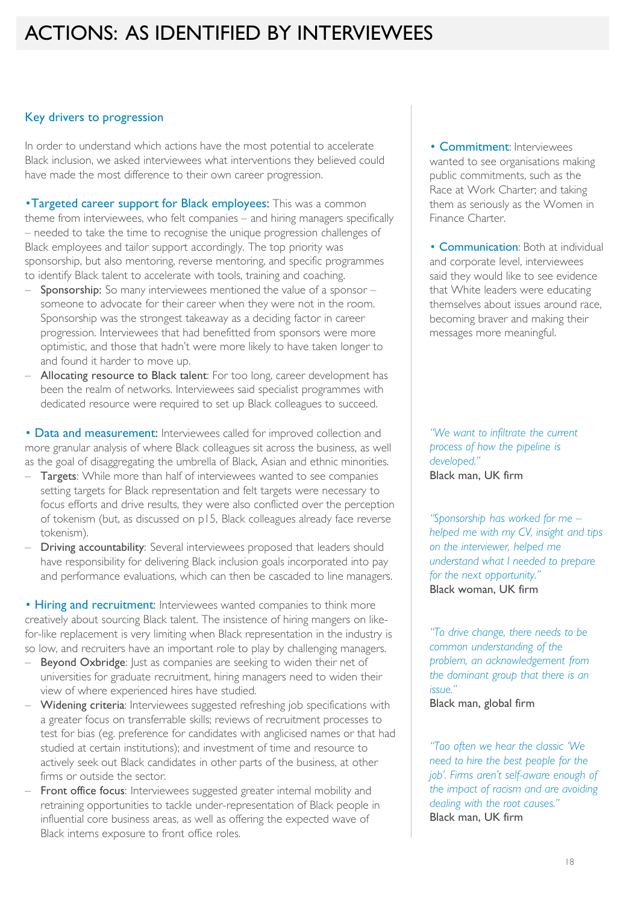# ACTIONS: AS IDENTIFIED BY INTERVIEWEES

## Key drivers to progression

In order to understand which actions have the most potential to accelerate Black inclusion, we asked interviewees what interventions they believed could have made the most difference to their own career progression.

• **Targeted career support for Black employees:** This was a common theme from interviewees, who felt companies – and hiring managers specifically – needed to take the time to recognise the unique progression challenges of Black employees and tailor support accordingly. The top priority was sponsorship, but also mentoring, reverse mentoring, and specific programmes to identify Black talent to accelerate with tools, training and coaching.

- **Sponsorship:** So many interviewees mentioned the value of a sponsor – someone to advocate for their career when they were not in the room. Sponsorship was the strongest takeaway as a deciding factor in career progression. Interviewees that had benefitted from sponsors were more optimistic, and those that hadn't were more likely to have taken longer to and found it harder to move up.
- **Allocating resource to Black talent**: For too long, career development has been the realm of networks. Interviewees said specialist programmes with dedicated resource were required to set up Black colleagues to succeed.

• **Data and measurement:** Interviewees called for improved collection and more granular analysis of where Black colleagues sit across the business, as well as the goal of disaggregating the umbrella of Black, Asian and ethnic minorities.

- **Targets**: While more than half of interviewees wanted to see companies setting targets for Black representation and felt targets were necessary to focus efforts and drive results, they were also conflicted over the perception of tokenism (but, as discussed on p15, Black colleagues already face reverse tokenism).
- **Driving accountability**: Several interviewees proposed that leaders should have responsibility for delivering Black inclusion goals incorporated into pay and performance evaluations, which can then be cascaded to line managers.

• **Hiring and recruitment**: Interviewees wanted companies to think more creatively about sourcing Black talent. The insistence of hiring mangers on like-for-like replacement is very limiting when Black representation in the industry is so low, and recruiters have an important role to play by challenging managers.

- **Beyond Oxbridge**: Just as companies are seeking to widen their net of universities for graduate recruitment, hiring managers need to widen their view of where experienced hires have studied.
- **Widening criteria**: Interviewees suggested refreshing job specifications with a greater focus on transferrable skills; reviews of recruitment processes to test for bias (eg. preference for candidates with anglicised names or that had studied at certain institutions); and investment of time and resource to actively seek out Black candidates in other parts of the business, at other firms or outside the sector.
- **Front office focus**: Interviewees suggested greater internal mobility and retraining opportunities to tackle under-representation of Black people in influential core business areas, as well as offering the expected wave of Black interns exposure to front office roles.

• **Commitment**: Interviewees wanted to see organisations making public commitments, such as the Race at Work Charter; and taking them as seriously as the Women in Finance Charter.

• **Communication**: Both at individual and corporate level, interviewees said they would like to see evidence that White leaders were educating themselves about issues around race, becoming braver and making their messages more meaningful.

*"We want to infiltrate the current process of how the pipeline is developed."*
Black man, UK firm

*"Sponsorship has worked for me – helped me with my CV, insight and tips on the interviewer, helped me understand what I needed to prepare for the next opportunity."*
Black woman, UK firm

*"To drive change, there needs to be common understanding of the problem, an acknowledgement from the dominant group that there is an issue."*
Black man, global firm

*"Too often we hear the classic 'We need to hire the best people for the job'. Firms aren't self-aware enough of the impact of racism and are avoiding dealing with the root causes."*
Black man, UK firm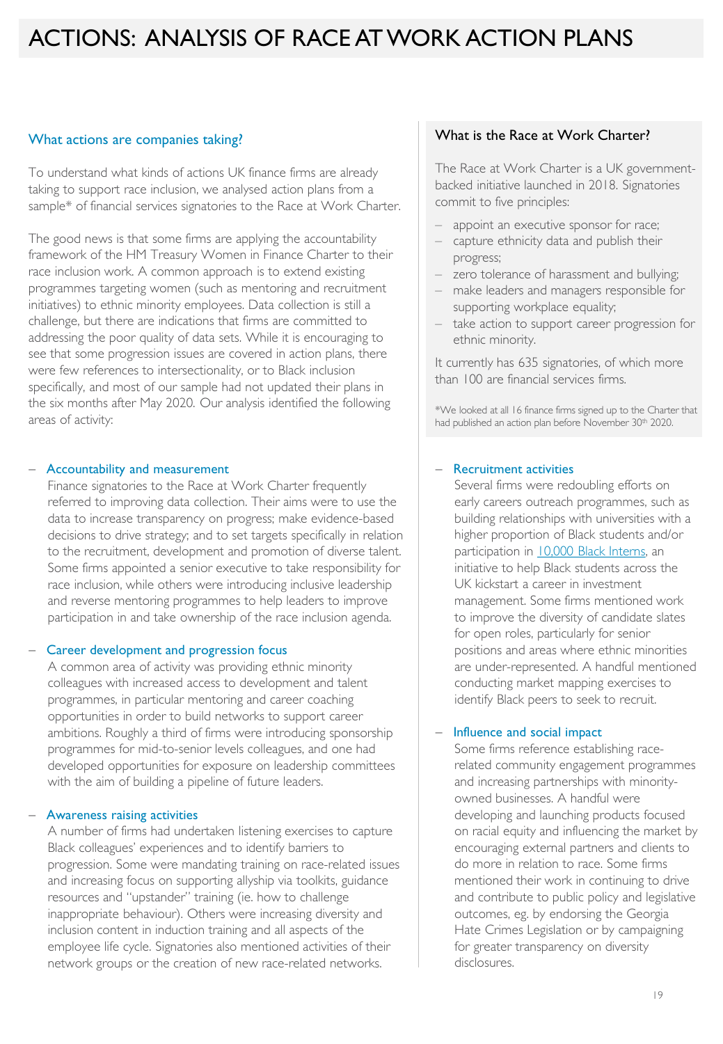# ACTIONS: ANALYSIS OF RACE AT WORK ACTION PLANS

## What actions are companies taking?

To understand what kinds of actions UK finance firms are already taking to support race inclusion, we analysed action plans from a sample* of financial services signatories to the Race at Work Charter.

The good news is that some firms are applying the accountability framework of the HM Treasury Women in Finance Charter to their race inclusion work. A common approach is to extend existing programmes targeting women (such as mentoring and recruitment initiatives) to ethnic minority employees. Data collection is still a challenge, but there are indications that firms are committed to addressing the poor quality of data sets. While it is encouraging to see that some progression issues are covered in action plans, there were few references to intersectionality, or to Black inclusion specifically, and most of our sample had not updated their plans in the six months after May 2020. Our analysis identified the following areas of activity:

### What is the Race at Work Charter?

The Race at Work Charter is a UK government-backed initiative launched in 2018. Signatories commit to five principles:

- appoint an executive sponsor for race;
- capture ethnicity data and publish their progress;
- zero tolerance of harassment and bullying;
- make leaders and managers responsible for supporting workplace equality;
- take action to support career progression for ethnic minority.

It currently has 635 signatories, of which more than 100 are financial services firms.

*We looked at all 16 finance firms signed up to the Charter that had published an action plan before November 30th 2020.

- **Accountability and measurement**
  Finance signatories to the Race at Work Charter frequently referred to improving data collection. Their aims were to use the data to increase transparency on progress; make evidence-based decisions to drive strategy; and to set targets specifically in relation to the recruitment, development and promotion of diverse talent. Some firms appointed a senior executive to take responsibility for race inclusion, while others were introducing inclusive leadership and reverse mentoring programmes to help leaders to improve participation in and take ownership of the race inclusion agenda.

- **Career development and progression focus**
  A common area of activity was providing ethnic minority colleagues with increased access to development and talent programmes, in particular mentoring and career coaching opportunities in order to build networks to support career ambitions. Roughly a third of firms were introducing sponsorship programmes for mid-to-senior levels colleagues, and one had developed opportunities for exposure on leadership committees with the aim of building a pipeline of future leaders.

- **Awareness raising activities**
  A number of firms had undertaken listening exercises to capture Black colleagues' experiences and to identify barriers to progression. Some were mandating training on race-related issues and increasing focus on supporting allyship via toolkits, guidance resources and "upstander" training (ie. how to challenge inappropriate behaviour). Others were increasing diversity and inclusion content in induction training and all aspects of the employee life cycle. Signatories also mentioned activities of their network groups or the creation of new race-related networks.

- **Recruitment activities**
  Several firms were redoubling efforts on early careers outreach programmes, such as building relationships with universities with a higher proportion of Black students and/or participation in 10,000 Black Interns, an initiative to help Black students across the UK kickstart a career in investment management. Some firms mentioned work to improve the diversity of candidate slates for open roles, particularly for senior positions and areas where ethnic minorities are under-represented. A handful mentioned conducting market mapping exercises to identify Black peers to seek to recruit.

- **Influence and social impact**
  Some firms reference establishing race-related community engagement programmes and increasing partnerships with minority-owned businesses. A handful were developing and launching products focused on racial equity and influencing the market by encouraging external partners and clients to do more in relation to race. Some firms mentioned their work in continuing to drive and contribute to public policy and legislative outcomes, eg. by endorsing the Georgia Hate Crimes Legislation or by campaigning for greater transparency on diversity disclosures.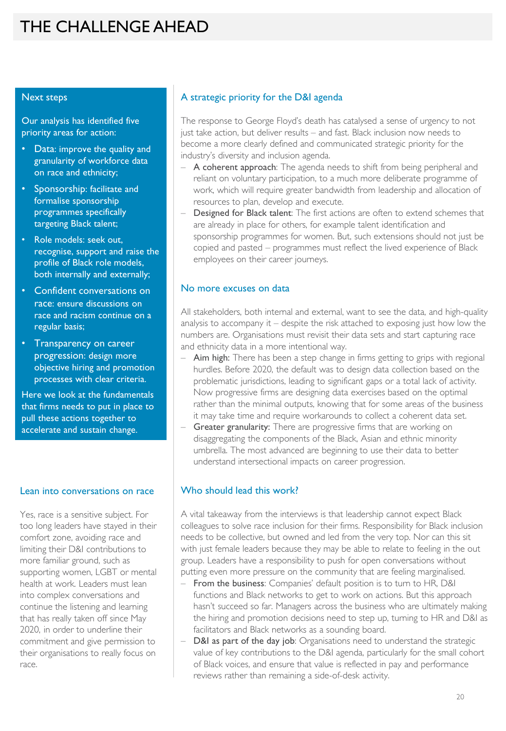# THE CHALLENGE AHEAD

## Next steps

Our analysis has identified five priority areas for action:

- Data: improve the quality and granularity of workforce data on race and ethnicity;
- Sponsorship: facilitate and formalise sponsorship programmes specifically targeting Black talent;
- Role models: seek out, recognise, support and raise the profile of Black role models, both internally and externally;
- Confident conversations on race: ensure discussions on race and racism continue on a regular basis;
- Transparency on career progression: design more objective hiring and promotion processes with clear criteria.

Here we look at the fundamentals that firms needs to put in place to pull these actions together to accelerate and sustain change.

## Lean into conversations on race

Yes, race is a sensitive subject. For too long leaders have stayed in their comfort zone, avoiding race and limiting their D&I contributions to more familiar ground, such as supporting women, LGBT or mental health at work. Leaders must lean into complex conversations and continue the listening and learning that has really taken off since May 2020, in order to underline their commitment and give permission to their organisations to really focus on race.

## A strategic priority for the D&I agenda

The response to George Floyd's death has catalysed a sense of urgency to not just take action, but deliver results – and fast. Black inclusion now needs to become a more clearly defined and communicated strategic priority for the industry's diversity and inclusion agenda.

- **A coherent approach**: The agenda needs to shift from being peripheral and reliant on voluntary participation, to a much more deliberate programme of work, which will require greater bandwidth from leadership and allocation of resources to plan, develop and execute.
- **Designed for Black talent**: The first actions are often to extend schemes that are already in place for others, for example talent identification and sponsorship programmes for women. But, such extensions should not just be copied and pasted – programmes must reflect the lived experience of Black employees on their career journeys.

## No more excuses on data

All stakeholders, both internal and external, want to see the data, and high-quality analysis to accompany it – despite the risk attached to exposing just how low the numbers are. Organisations must revisit their data sets and start capturing race and ethnicity data in a more intentional way.

- **Aim high:** There has been a step change in firms getting to grips with regional hurdles. Before 2020, the default was to design data collection based on the problematic jurisdictions, leading to significant gaps or a total lack of activity. Now progressive firms are designing data exercises based on the optimal rather than the minimal outputs, knowing that for some areas of the business it may take time and require workarounds to collect a coherent data set.
- **Greater granularity:** There are progressive firms that are working on disaggregating the components of the Black, Asian and ethnic minority umbrella. The most advanced are beginning to use their data to better understand intersectional impacts on career progression.

## Who should lead this work?

A vital takeaway from the interviews is that leadership cannot expect Black colleagues to solve race inclusion for their firms. Responsibility for Black inclusion needs to be collective, but owned and led from the very top. Nor can this sit with just female leaders because they may be able to relate to feeling in the out group. Leaders have a responsibility to push for open conversations without putting even more pressure on the community that are feeling marginalised.

- **From the business**: Companies' default position is to turn to HR, D&I functions and Black networks to get to work on actions. But this approach hasn't succeed so far. Managers across the business who are ultimately making the hiring and promotion decisions need to step up, turning to HR and D&I as facilitators and Black networks as a sounding board.
- **D&I as part of the day job**: Organisations need to understand the strategic value of key contributions to the D&I agenda, particularly for the small cohort of Black voices, and ensure that value is reflected in pay and performance reviews rather than remaining a side-of-desk activity.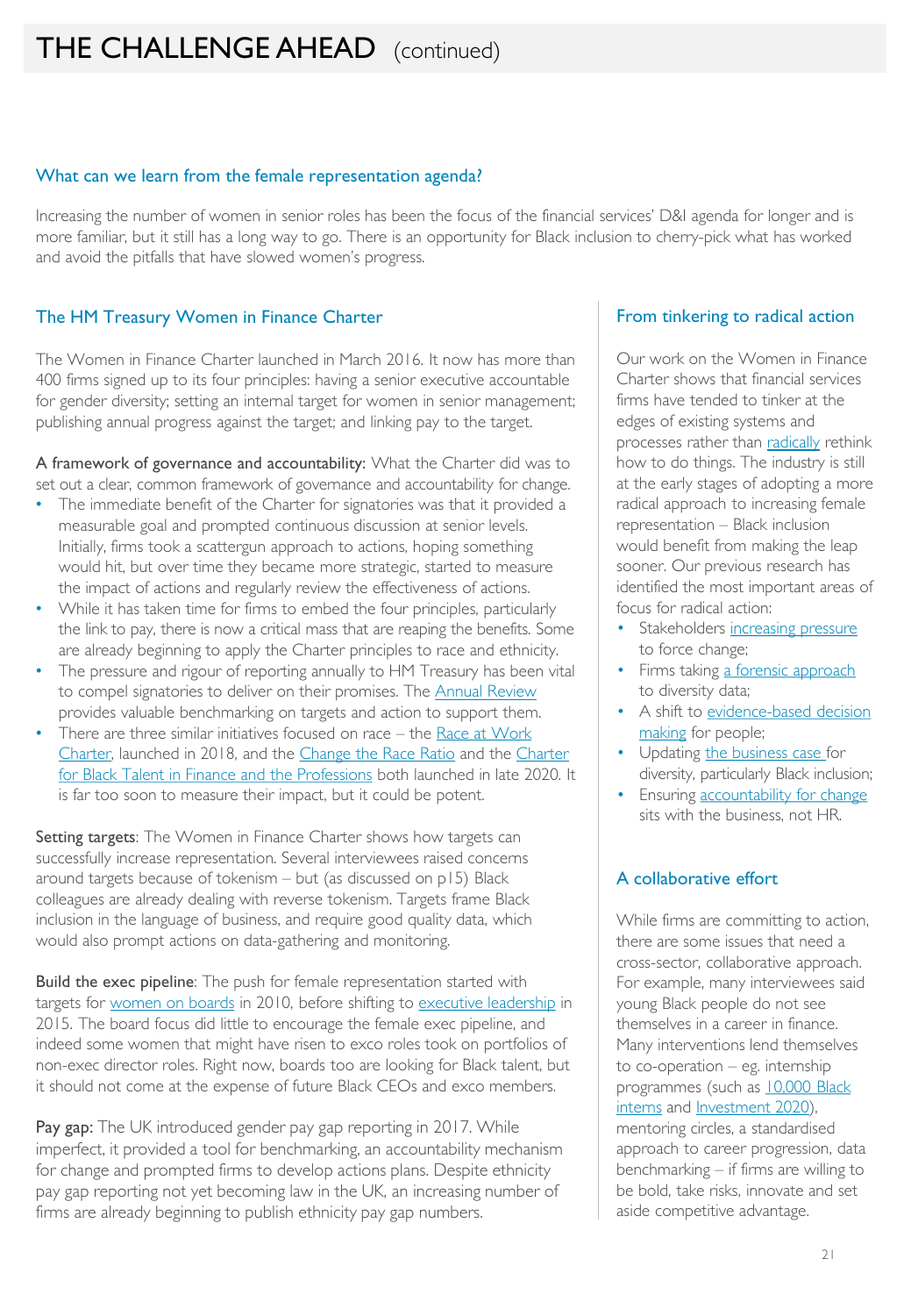# THE CHALLENGE AHEAD (continued)

## What can we learn from the female representation agenda?

Increasing the number of women in senior roles has been the focus of the financial services' D&I agenda for longer and is more familiar, but it still has a long way to go. There is an opportunity for Black inclusion to cherry-pick what has worked and avoid the pitfalls that have slowed women's progress.

### The HM Treasury Women in Finance Charter

The Women in Finance Charter launched in March 2016. It now has more than 400 firms signed up to its four principles: having a senior executive accountable for gender diversity; setting an internal target for women in senior management; publishing annual progress against the target; and linking pay to the target.

**A framework of governance and accountability:** What the Charter did was to set out a clear, common framework of governance and accountability for change.

- The immediate benefit of the Charter for signatories was that it provided a measurable goal and prompted continuous discussion at senior levels. Initially, firms took a scattergun approach to actions, hoping something would hit, but over time they became more strategic, started to measure the impact of actions and regularly review the effectiveness of actions.
- While it has taken time for firms to embed the four principles, particularly the link to pay, there is now a critical mass that are reaping the benefits. Some are already beginning to apply the Charter principles to race and ethnicity.
- The pressure and rigour of reporting annually to HM Treasury has been vital to compel signatories to deliver on their promises. The Annual Review provides valuable benchmarking on targets and action to support them.
- There are three similar initiatives focused on race – the Race at Work Charter, launched in 2018, and the Change the Race Ratio and the Charter for Black Talent in Finance and the Professions both launched in late 2020. It is far too soon to measure their impact, but it could be potent.

**Setting targets**: The Women in Finance Charter shows how targets can successfully increase representation. Several interviewees raised concerns around targets because of tokenism – but (as discussed on p15) Black colleagues are already dealing with reverse tokenism. Targets frame Black inclusion in the language of business, and require good quality data, which would also prompt actions on data-gathering and monitoring.

**Build the exec pipeline**: The push for female representation started with targets for women on boards in 2010, before shifting to executive leadership in 2015. The board focus did little to encourage the female exec pipeline, and indeed some women that might have risen to exco roles took on portfolios of non-exec director roles. Right now, boards too are looking for Black talent, but it should not come at the expense of future Black CEOs and exco members.

**Pay gap:** The UK introduced gender pay gap reporting in 2017. While imperfect, it provided a tool for benchmarking, an accountability mechanism for change and prompted firms to develop actions plans. Despite ethnicity pay gap reporting not yet becoming law in the UK, an increasing number of firms are already beginning to publish ethnicity pay gap numbers.

### From tinkering to radical action

Our work on the Women in Finance Charter shows that financial services firms have tended to tinker at the edges of existing systems and processes rather than radically rethink how to do things. The industry is still at the early stages of adopting a more radical approach to increasing female representation – Black inclusion would benefit from making the leap sooner. Our previous research has identified the most important areas of focus for radical action:

- Stakeholders increasing pressure to force change;
- Firms taking a forensic approach to diversity data;
- A shift to evidence-based decision making for people;
- Updating the business case for diversity, particularly Black inclusion;
- Ensuring accountability for change sits with the business, not HR.

### A collaborative effort

While firms are committing to action, there are some issues that need a cross-sector, collaborative approach. For example, many interviewees said young Black people do not see themselves in a career in finance. Many interventions lend themselves to co-operation – eg. internship programmes (such as 10,000 Black interns and Investment 2020), mentoring circles, a standardised approach to career progression, data benchmarking – if firms are willing to be bold, take risks, innovate and set aside competitive advantage.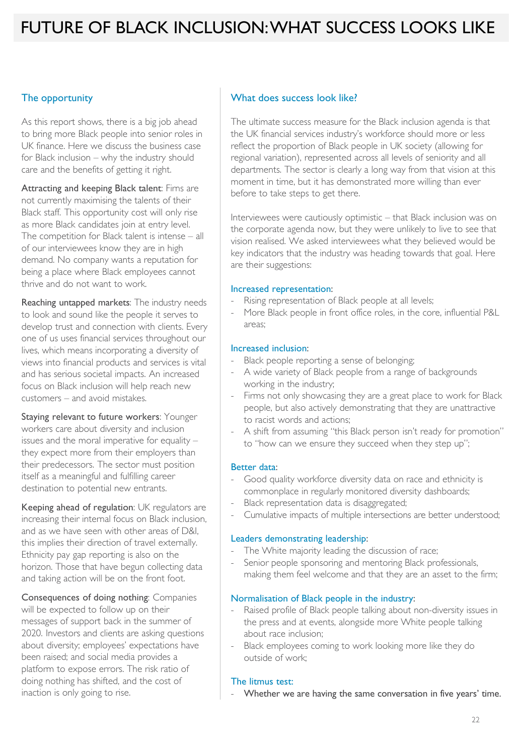# FUTURE OF BLACK INCLUSION: WHAT SUCCESS LOOKS LIKE

## The opportunity

As this report shows, there is a big job ahead to bring more Black people into senior roles in UK finance. Here we discuss the business case for Black inclusion – why the industry should care and the benefits of getting it right.

**Attracting and keeping Black talent**: Fims are not currently maximising the talents of their Black staff. This opportunity cost will only rise as more Black candidates join at entry level. The competition for Black talent is intense – all of our interviewees know they are in high demand. No company wants a reputation for being a place where Black employees cannot thrive and do not want to work.

**Reaching untapped markets**: The industry needs to look and sound like the people it serves to develop trust and connection with clients. Every one of us uses financial services throughout our lives, which means incorporating a diversity of views into financial products and services is vital and has serious societal impacts. An increased focus on Black inclusion will help reach new customers – and avoid mistakes.

**Staying relevant to future workers**: Younger workers care about diversity and inclusion issues and the moral imperative for equality – they expect more from their employers than their predecessors. The sector must position itself as a meaningful and fulfilling career destination to potential new entrants.

**Keeping ahead of regulation**: UK regulators are increasing their internal focus on Black inclusion, and as we have seen with other areas of D&I, this implies their direction of travel externally. Ethnicity pay gap reporting is also on the horizon. Those that have begun collecting data and taking action will be on the front foot.

**Consequences of doing nothing**: Companies will be expected to follow up on their messages of support back in the summer of 2020. Investors and clients are asking questions about diversity; employees' expectations have been raised; and social media provides a platform to expose errors. The risk ratio of doing nothing has shifted, and the cost of inaction is only going to rise.

## What does success look like?

The ultimate success measure for the Black inclusion agenda is that the UK financial services industry's workforce should more or less reflect the proportion of Black people in UK society (allowing for regional variation), represented across all levels of seniority and all departments. The sector is clearly a long way from that vision at this moment in time, but it has demonstrated more willing than ever before to take steps to get there.

Interviewees were cautiously optimistic – that Black inclusion was on the corporate agenda now, but they were unlikely to live to see that vision realised. We asked interviewees what they believed would be key indicators that the industry was heading towards that goal. Here are their suggestions:

### Increased representation:

- Rising representation of Black people at all levels;
- More Black people in front office roles, in the core, influential P&L areas;

### Increased inclusion:

- Black people reporting a sense of belonging;
- A wide variety of Black people from a range of backgrounds working in the industry;
- Firms not only showcasing they are a great place to work for Black people, but also actively demonstrating that they are unattractive to racist words and actions;
- A shift from assuming "this Black person isn't ready for promotion" to "how can we ensure they succeed when they step up";

### Better data:

- Good quality workforce diversity data on race and ethnicity is commonplace in regularly monitored diversity dashboards;
- Black representation data is disaggregated;
- Cumulative impacts of multiple intersections are better understood;

### Leaders demonstrating leadership:

- The White majority leading the discussion of race;
- Senior people sponsoring and mentoring Black professionals, making them feel welcome and that they are an asset to the firm;

### Normalisation of Black people in the industry:

- Raised profile of Black people talking about non-diversity issues in the press and at events, alongside more White people talking about race inclusion;
- Black employees coming to work looking more like they do outside of work;

### The litmus test:

- **Whether we are having the same conversation in five years' time.**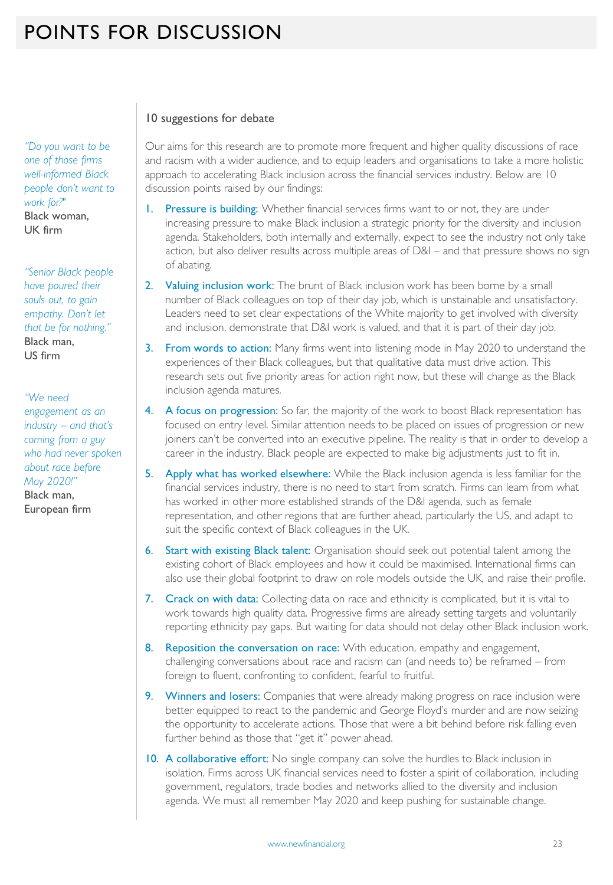# POINTS FOR DISCUSSION

*"Do you want to be one of those firms well-informed Black people don't want to work for?"*
Black woman, UK firm

*"Senior Black people have poured their souls out, to gain empathy. Don't let that be for nothing."*
Black man, US firm

*"We need engagement as an industry – and that's coming from a guy who had never spoken about race before May 2020!"*
Black man, European firm

## 10 suggestions for debate

Our aims for this research are to promote more frequent and higher quality discussions of race and racism with a wider audience, and to equip leaders and organisations to take a more holistic approach to accelerating Black inclusion across the financial services industry. Below are 10 discussion points raised by our findings:

1. **Pressure is building:** Whether financial services firms want to or not, they are under increasing pressure to make Black inclusion a strategic priority for the diversity and inclusion agenda. Stakeholders, both internally and externally, expect to see the industry not only take action, but also deliver results across multiple areas of D&I – and that pressure shows no sign of abating.
2. **Valuing inclusion work:** The brunt of Black inclusion work has been borne by a small number of Black colleagues on top of their day job, which is unsustainable and unsatisfactory. Leaders need to set clear expectations of the White majority to get involved with diversity and inclusion, demonstrate that D&I work is valued, and that it is part of their day job.
3. **From words to action:** Many firms went into listening mode in May 2020 to understand the experiences of their Black colleagues, but that qualitative data must drive action. This research sets out five priority areas for action right now, but these will change as the Black inclusion agenda matures.
4. **A focus on progression:** So far, the majority of the work to boost Black representation has focused on entry level. Similar attention needs to be placed on issues of progression or new joiners can't be converted into an executive pipeline. The reality is that in order to develop a career in the industry, Black people are expected to make big adjustments just to fit in.
5. **Apply what has worked elsewhere:** While the Black inclusion agenda is less familiar for the financial services industry, there is no need to start from scratch. Firms can learn from what has worked in other more established strands of the D&I agenda, such as female representation, and other regions that are further ahead, particularly the US, and adapt to suit the specific context of Black colleagues in the UK.
6. **Start with existing Black talent:** Organisation should seek out potential talent among the existing cohort of Black employees and how it could be maximised. International firms can also use their global footprint to draw on role models outside the UK, and raise their profile.
7. **Crack on with data:** Collecting data on race and ethnicity is complicated, but it is vital to work towards high quality data. Progressive firms are already setting targets and voluntarily reporting ethnicity pay gaps. But waiting for data should not delay other Black inclusion work.
8. **Reposition the conversation on race:** With education, empathy and engagement, challenging conversations about race and racism can (and needs to) be reframed – from foreign to fluent, confronting to confident, fearful to fruitful.
9. **Winners and losers:** Companies that were already making progress on race inclusion were better equipped to react to the pandemic and George Floyd's murder and are now seizing the opportunity to accelerate actions. Those that were a bit behind before risk falling even further behind as those that "get it" power ahead.
10. **A collaborative effort:** No single company can solve the hurdles to Black inclusion in isolation. Firms across UK financial services need to foster a spirit of collaboration, including government, regulators, trade bodies and networks allied to the diversity and inclusion agenda. We must all remember May 2020 and keep pushing for sustainable change.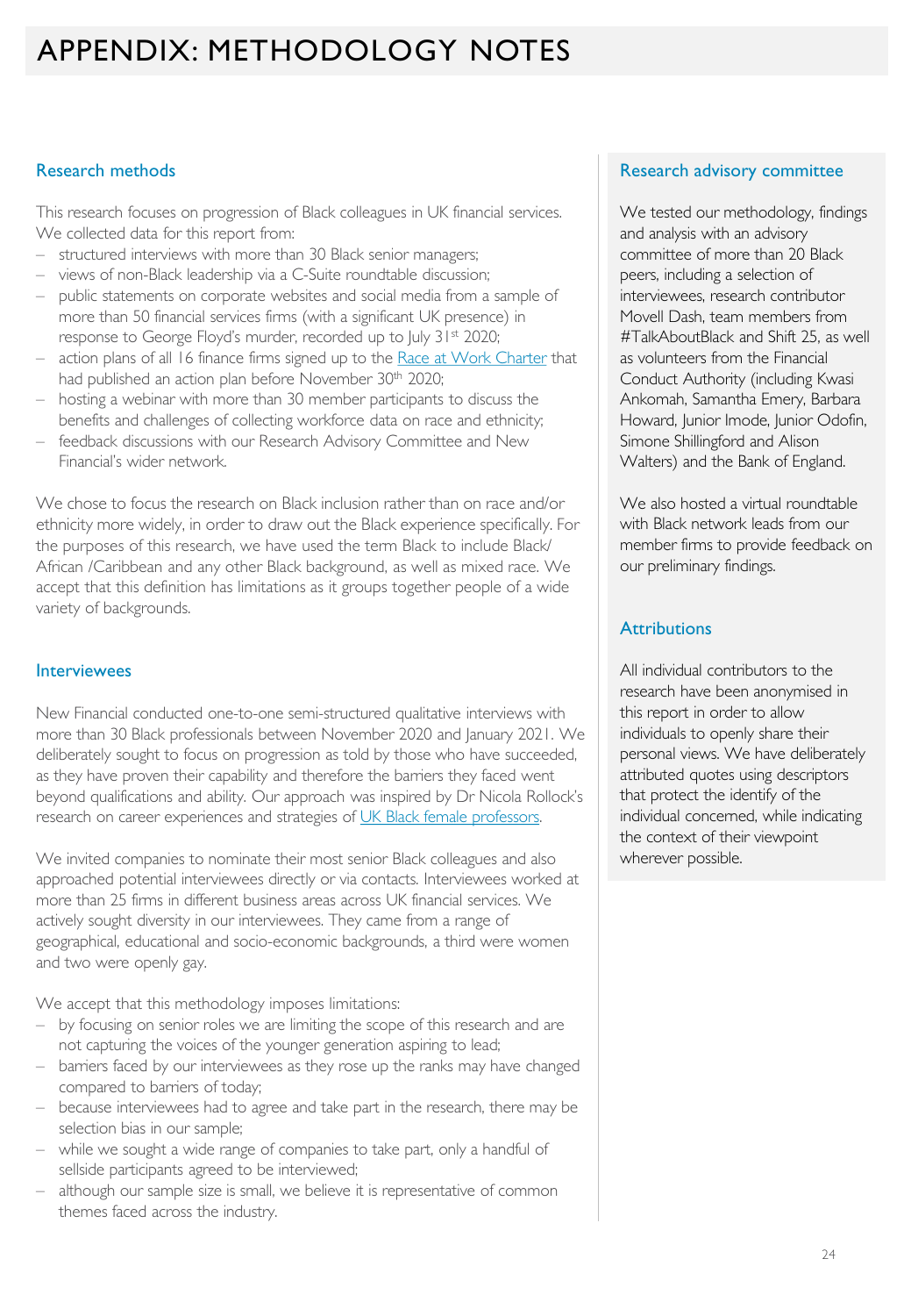# APPENDIX: METHODOLOGY NOTES

## Research methods

This research focuses on progression of Black colleagues in UK financial services. We collected data for this report from:

- structured interviews with more than 30 Black senior managers;
- views of non-Black leadership via a C-Suite roundtable discussion;
- public statements on corporate websites and social media from a sample of more than 50 financial services firms (with a significant UK presence) in response to George Floyd's murder, recorded up to July 31st 2020;
- action plans of all 16 finance firms signed up to the Race at Work Charter that had published an action plan before November 30th 2020;
- hosting a webinar with more than 30 member participants to discuss the benefits and challenges of collecting workforce data on race and ethnicity;
- feedback discussions with our Research Advisory Committee and New Financial's wider network.

We chose to focus the research on Black inclusion rather than on race and/or ethnicity more widely, in order to draw out the Black experience specifically. For the purposes of this research, we have used the term Black to include Black/ African /Caribbean and any other Black background, as well as mixed race. We accept that this definition has limitations as it groups together people of a wide variety of backgrounds.

## Interviewees

New Financial conducted one-to-one semi-structured qualitative interviews with more than 30 Black professionals between November 2020 and January 2021. We deliberately sought to focus on progression as told by those who have succeeded, as they have proven their capability and therefore the barriers they faced went beyond qualifications and ability. Our approach was inspired by Dr Nicola Rollock's research on career experiences and strategies of UK Black female professors.

We invited companies to nominate their most senior Black colleagues and also approached potential interviewees directly or via contacts. Interviewees worked at more than 25 firms in different business areas across UK financial services. We actively sought diversity in our interviewees. They came from a range of geographical, educational and socio-economic backgrounds, a third were women and two were openly gay.

We accept that this methodology imposes limitations:

- by focusing on senior roles we are limiting the scope of this research and are not capturing the voices of the younger generation aspiring to lead;
- barriers faced by our interviewees as they rose up the ranks may have changed compared to barriers of today;
- because interviewees had to agree and take part in the research, there may be selection bias in our sample;
- while we sought a wide range of companies to take part, only a handful of sellside participants agreed to be interviewed;
- although our sample size is small, we believe it is representative of common themes faced across the industry.

## Research advisory committee

We tested our methodology, findings and analysis with an advisory committee of more than 20 Black peers, including a selection of interviewees, research contributor Movell Dash, team members from #TalkAboutBlack and Shift 25, as well as volunteers from the Financial Conduct Authority (including Kwasi Ankomah, Samantha Emery, Barbara Howard, Junior Imode, Junior Odofin, Simone Shillingford and Alison Walters) and the Bank of England.

We also hosted a virtual roundtable with Black network leads from our member firms to provide feedback on our preliminary findings.

## Attributions

All individual contributors to the research have been anonymised in this report in order to allow individuals to openly share their personal views. We have deliberately attributed quotes using descriptors that protect the identify of the individual concerned, while indicating the context of their viewpoint wherever possible.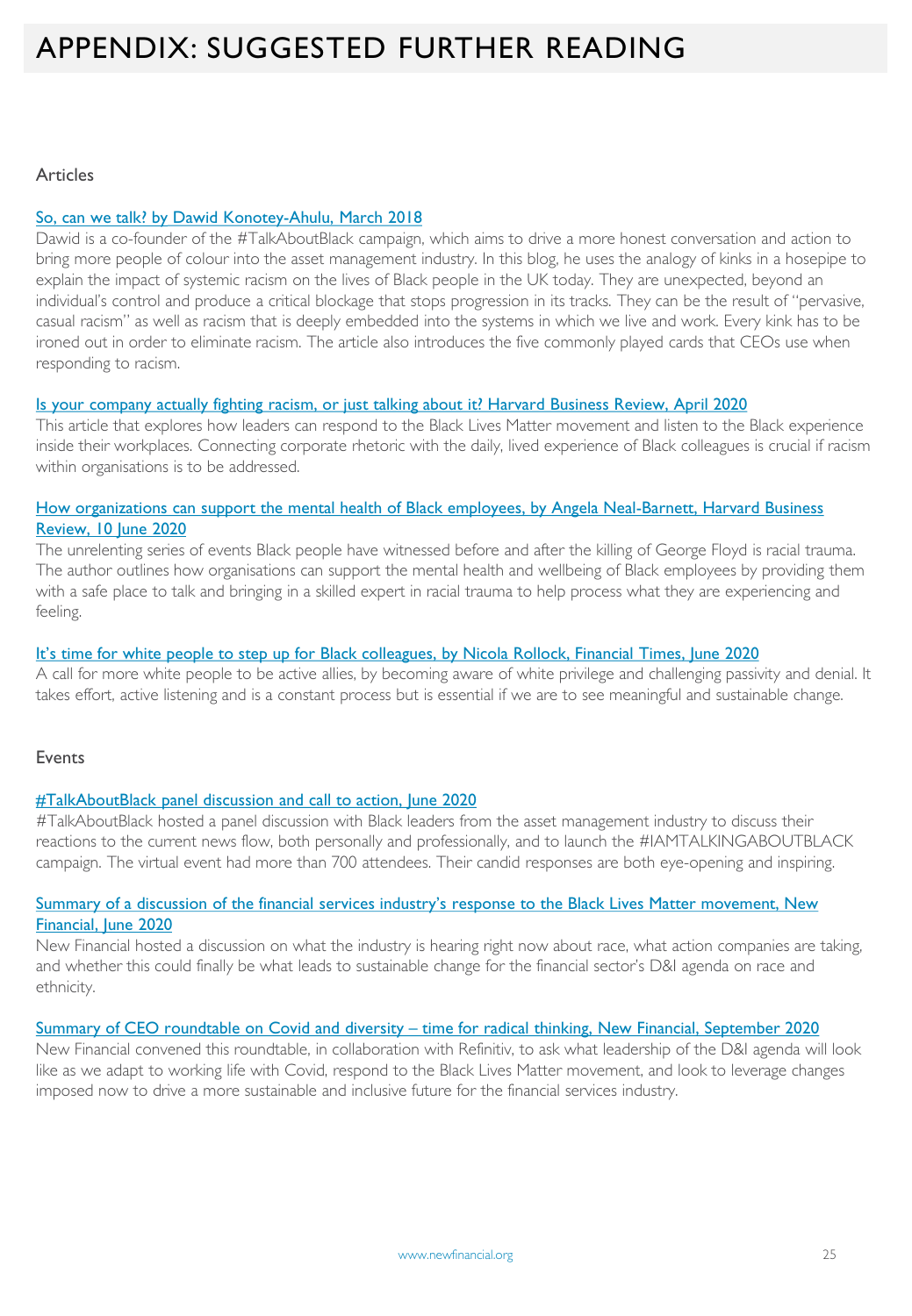# APPENDIX: SUGGESTED FURTHER READING

## Articles

**So, can we talk? by Dawid Konotey-Ahulu, March 2018**

Dawid is a co-founder of the #TalkAboutBlack campaign, which aims to drive a more honest conversation and action to bring more people of colour into the asset management industry. In this blog, he uses the analogy of kinks in a hosepipe to explain the impact of systemic racism on the lives of Black people in the UK today. They are unexpected, beyond an individual's control and produce a critical blockage that stops progression in its tracks. They can be the result of "pervasive, casual racism" as well as racism that is deeply embedded into the systems in which we live and work. Every kink has to be ironed out in order to eliminate racism. The article also introduces the five commonly played cards that CEOs use when responding to racism.

**Is your company actually fighting racism, or just talking about it? Harvard Business Review, April 2020**

This article that explores how leaders can respond to the Black Lives Matter movement and listen to the Black experience inside their workplaces. Connecting corporate rhetoric with the daily, lived experience of Black colleagues is crucial if racism within organisations is to be addressed.

**How organizations can support the mental health of Black employees, by Angela Neal-Barnett, Harvard Business Review, 10 June 2020**

The unrelenting series of events Black people have witnessed before and after the killing of George Floyd is racial trauma. The author outlines how organisations can support the mental health and wellbeing of Black employees by providing them with a safe place to talk and bringing in a skilled expert in racial trauma to help process what they are experiencing and feeling.

**It's time for white people to step up for Black colleagues, by Nicola Rollock, Financial Times, June 2020**

A call for more white people to be active allies, by becoming aware of white privilege and challenging passivity and denial. It takes effort, active listening and is a constant process but is essential if we are to see meaningful and sustainable change.

## Events

**#TalkAboutBlack panel discussion and call to action, June 2020**

#TalkAboutBlack hosted a panel discussion with Black leaders from the asset management industry to discuss their reactions to the current news flow, both personally and professionally, and to launch the #IAMTALKINGABOUTBLACK campaign. The virtual event had more than 700 attendees. Their candid responses are both eye-opening and inspiring.

**Summary of a discussion of the financial services industry's response to the Black Lives Matter movement, New Financial, June 2020**

New Financial hosted a discussion on what the industry is hearing right now about race, what action companies are taking, and whether this could finally be what leads to sustainable change for the financial sector's D&I agenda on race and ethnicity.

**Summary of CEO roundtable on Covid and diversity – time for radical thinking, New Financial, September 2020**

New Financial convened this roundtable, in collaboration with Refinitiv, to ask what leadership of the D&I agenda will look like as we adapt to working life with Covid, respond to the Black Lives Matter movement, and look to leverage changes imposed now to drive a more sustainable and inclusive future for the financial services industry.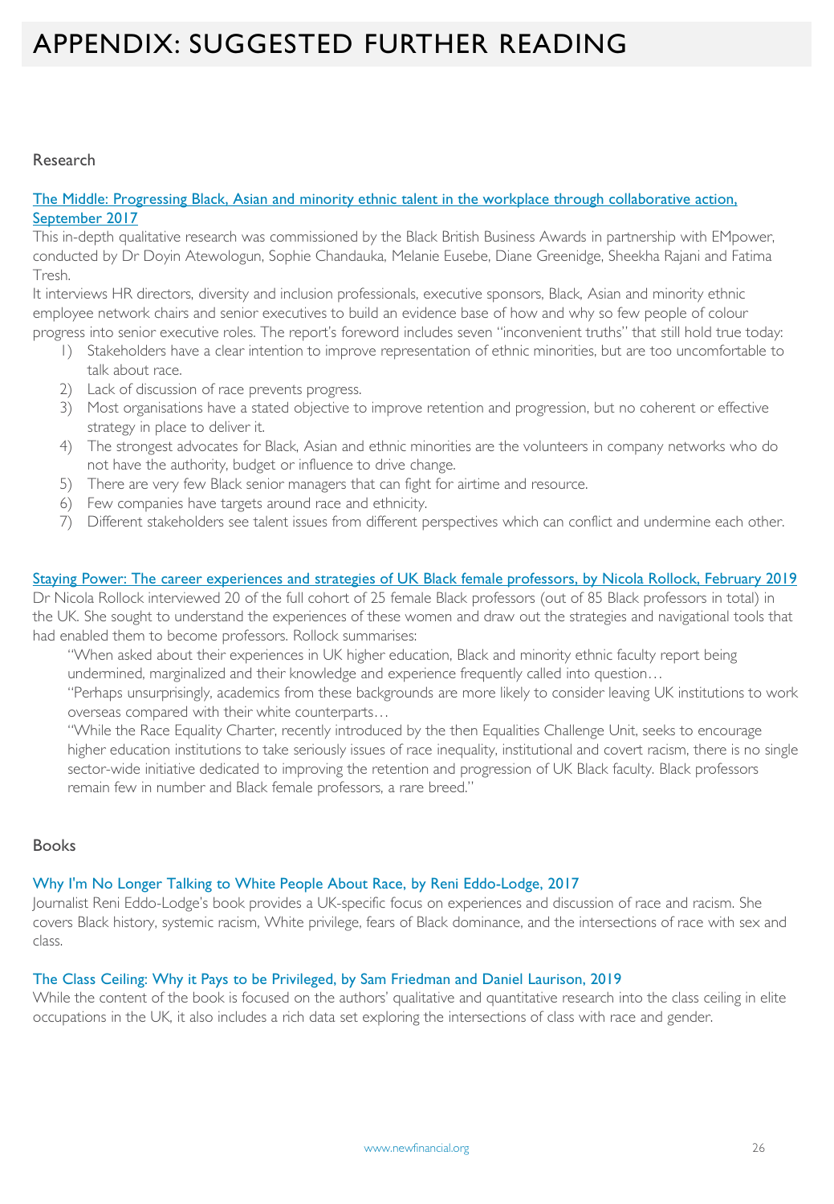# APPENDIX: SUGGESTED FURTHER READING

## Research

### The Middle: Progressing Black, Asian and minority ethnic talent in the workplace through collaborative action, September 2017

This in-depth qualitative research was commissioned by the Black British Business Awards in partnership with EMpower, conducted by Dr Doyin Atewologun, Sophie Chandauka, Melanie Eusebe, Diane Greenidge, Sheekha Rajani and Fatima Tresh.

It interviews HR directors, diversity and inclusion professionals, executive sponsors, Black, Asian and minority ethnic employee network chairs and senior executives to build an evidence base of how and why so few people of colour progress into senior executive roles. The report's foreword includes seven "inconvenient truths" that still hold true today:

1) Stakeholders have a clear intention to improve representation of ethnic minorities, but are too uncomfortable to talk about race.
2) Lack of discussion of race prevents progress.
3) Most organisations have a stated objective to improve retention and progression, but no coherent or effective strategy in place to deliver it.
4) The strongest advocates for Black, Asian and ethnic minorities are the volunteers in company networks who do not have the authority, budget or influence to drive change.
5) There are very few Black senior managers that can fight for airtime and resource.
6) Few companies have targets around race and ethnicity.
7) Different stakeholders see talent issues from different perspectives which can conflict and undermine each other.

### Staying Power: The career experiences and strategies of UK Black female professors, by Nicola Rollock, February 2019

Dr Nicola Rollock interviewed 20 of the full cohort of 25 female Black professors (out of 85 Black professors in total) in the UK. She sought to understand the experiences of these women and draw out the strategies and navigational tools that had enabled them to become professors. Rollock summarises:

> "When asked about their experiences in UK higher education, Black and minority ethnic faculty report being undermined, marginalized and their knowledge and experience frequently called into question…
>
> "Perhaps unsurprisingly, academics from these backgrounds are more likely to consider leaving UK institutions to work overseas compared with their white counterparts…
>
> "While the Race Equality Charter, recently introduced by the then Equalities Challenge Unit, seeks to encourage higher education institutions to take seriously issues of race inequality, institutional and covert racism, there is no single sector-wide initiative dedicated to improving the retention and progression of UK Black faculty. Black professors remain few in number and Black female professors, a rare breed."

## Books

### Why I'm No Longer Talking to White People About Race, by Reni Eddo-Lodge, 2017

Journalist Reni Eddo-Lodge's book provides a UK-specific focus on experiences and discussion of race and racism. She covers Black history, systemic racism, White privilege, fears of Black dominance, and the intersections of race with sex and class.

### The Class Ceiling: Why it Pays to be Privileged, by Sam Friedman and Daniel Laurison, 2019

While the content of the book is focused on the authors' qualitative and quantitative research into the class ceiling in elite occupations in the UK, it also includes a rich data set exploring the intersections of class with race and gender.